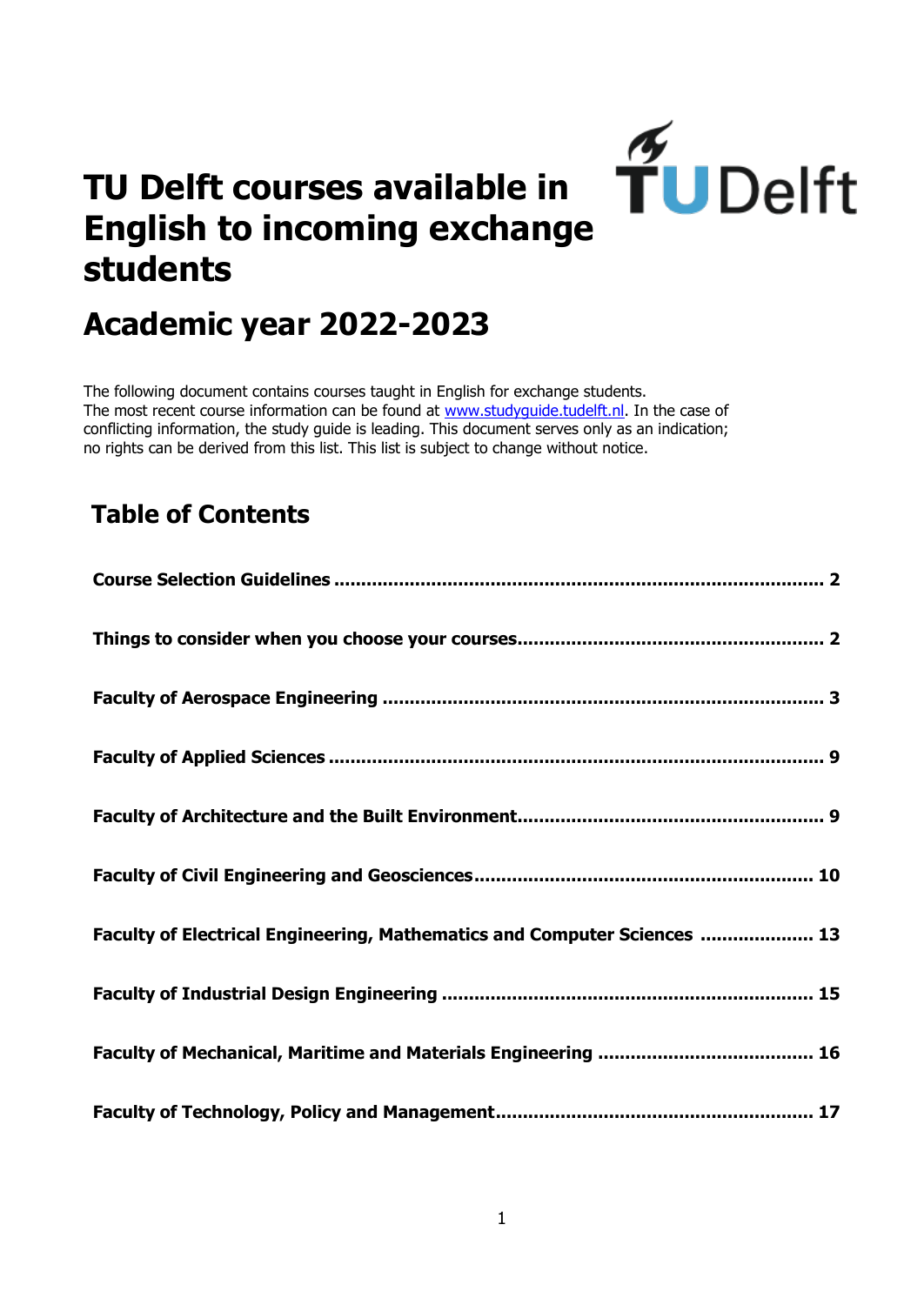# TU Delft courses available in English to incoming exchange students

## Academic year 2022-2023

The following document contains courses taught in English for exchange students.
The most recent course information can be found at [www.studyguide.tudelft.nl](http://www.studyguide.tudelft.nl). In the case of conflicting information, the study guide is leading. This document serves only as an indication; no rights can be derived from this list. This list is subject to change without notice.

## Table of Contents

**Course Selection Guidelines** ........................................................................................ 2

**Things to consider when you choose your courses**...................................................... 2

**Faculty of Aerospace Engineering** ................................................................................ 3

**Faculty of Applied Sciences** .......................................................................................... 9

**Faculty of Architecture and the Built Environment**...................................................... 9

**Faculty of Civil Engineering and Geosciences**............................................................. 10

**Faculty of Electrical Engineering, Mathematics and Computer Sciences** .................... 13

**Faculty of Industrial Design Engineering** ................................................................... 15

**Faculty of Mechanical, Maritime and Materials Engineering** ...................................... 16

**Faculty of Technology, Policy and Management**......................................................... 17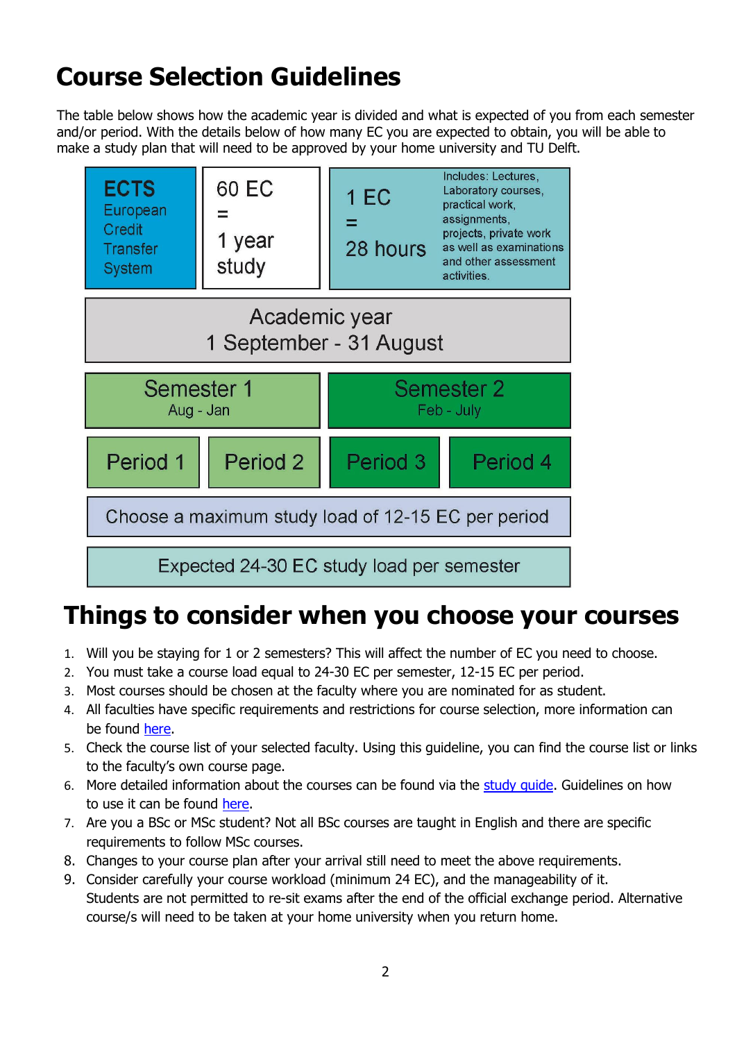# Course Selection Guidelines

The table below shows how the academic year is divided and what is expected of you from each semester and/or period. With the details below of how many EC you are expected to obtain, you will be able to make a study plan that will need to be approved by your home university and TU Delft.

**ECTS** European Credit Transfer System

60 EC = 1 year study

1 EC = 28 hours

Includes: Lectures, Laboratory courses, practical work, assignments, projects, private work as well as examinations and other assessment activities.

Academic year
1 September - 31 August

| Semester 1 Aug - Jan | | Semester 2 Feb - July | |
|---|---|---|---|
| Period 1 | Period 2 | Period 3 | Period 4 |

Choose a maximum study load of 12-15 EC per period

Expected 24-30 EC study load per semester

# Things to consider when you choose your courses

1. Will you be staying for 1 or 2 semesters? This will affect the number of EC you need to choose.
2. You must take a course load equal to 24-30 EC per semester, 12-15 EC per period.
3. Most courses should be chosen at the faculty where you are nominated for as student.
4. All faculties have specific requirements and restrictions for course selection, more information can be found here.
5. Check the course list of your selected faculty. Using this guideline, you can find the course list or links to the faculty's own course page.
6. More detailed information about the courses can be found via the study guide. Guidelines on how to use it can be found here.
7. Are you a BSc or MSc student? Not all BSc courses are taught in English and there are specific requirements to follow MSc courses.
8. Changes to your course plan after your arrival still need to meet the above requirements.
9. Consider carefully your course workload (minimum 24 EC), and the manageability of it. Students are not permitted to re-sit exams after the end of the official exchange period. Alternative course/s will need to be taken at your home university when you return home.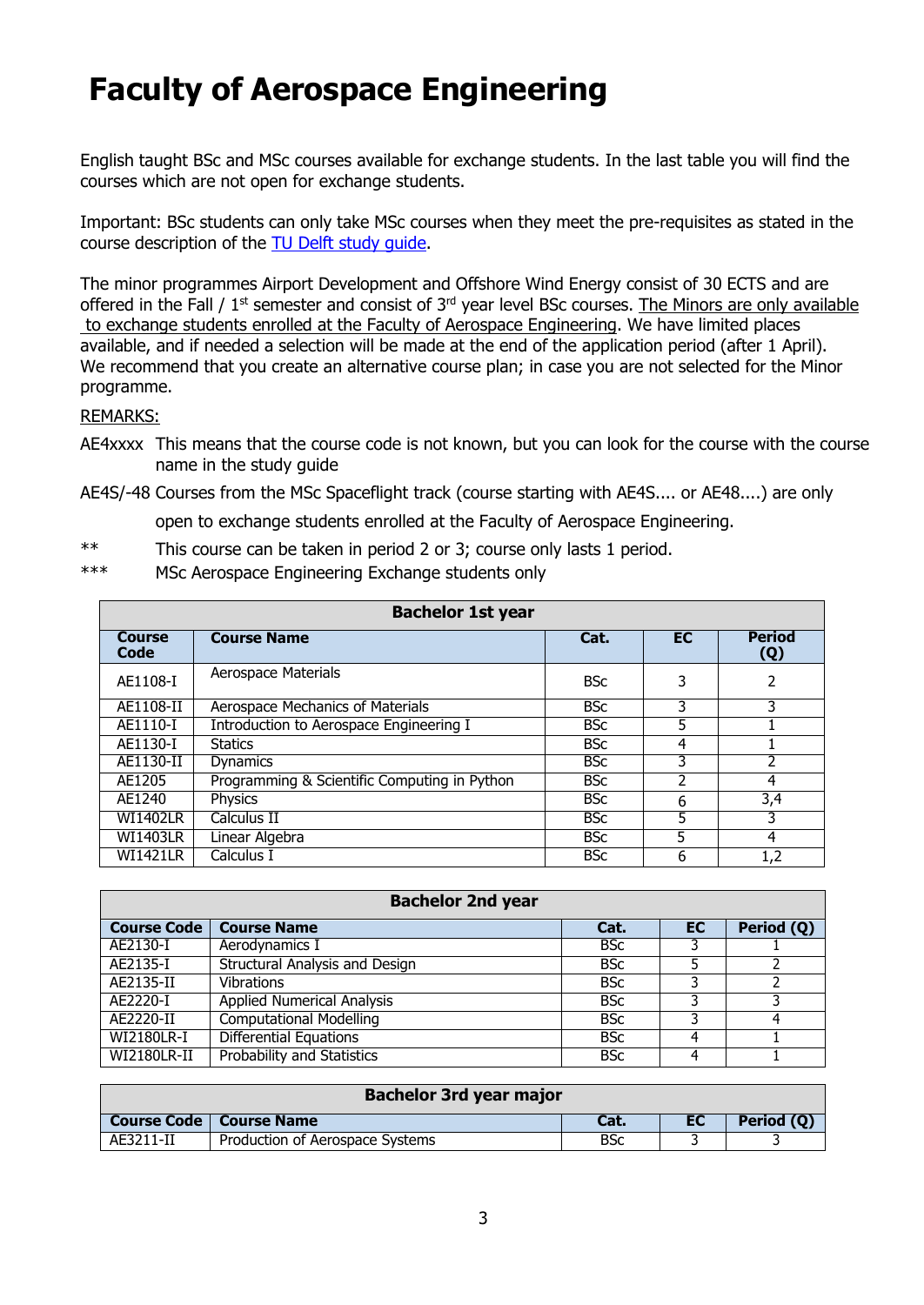# Faculty of Aerospace Engineering

English taught BSc and MSc courses available for exchange students. In the last table you will find the courses which are not open for exchange students.

Important: BSc students can only take MSc courses when they meet the pre-requisites as stated in the course description of the TU Delft study guide.

The minor programmes Airport Development and Offshore Wind Energy consist of 30 ECTS and are offered in the Fall / 1st semester and consist of 3rd year level BSc courses. The Minors are only available to exchange students enrolled at the Faculty of Aerospace Engineering. We have limited places available, and if needed a selection will be made at the end of the application period (after 1 April). We recommend that you create an alternative course plan; in case you are not selected for the Minor programme.

REMARKS:

AE4xxxx This means that the course code is not known, but you can look for the course with the course name in the study guide

AE4S/-48 Courses from the MSc Spaceflight track (course starting with AE4S.... or AE48....) are only open to exchange students enrolled at the Faculty of Aerospace Engineering.

** This course can be taken in period 2 or 3; course only lasts 1 period.

*** MSc Aerospace Engineering Exchange students only

| Bachelor 1st year | | | | |
|---|---|---|---|---|
| **Course Code** | **Course Name** | **Cat.** | **EC** | **Period (Q)** |
| AE1108-I | Aerospace Materials | BSc | 3 | 2 |
| AE1108-II | Aerospace Mechanics of Materials | BSc | 3 | 3 |
| AE1110-I | Introduction to Aerospace Engineering I | BSc | 5 | 1 |
| AE1130-I | Statics | BSc | 4 | 1 |
| AE1130-II | Dynamics | BSc | 3 | 2 |
| AE1205 | Programming & Scientific Computing in Python | BSc | 2 | 4 |
| AE1240 | Physics | BSc | 6 | 3,4 |
| WI1402LR | Calculus II | BSc | 5 | 3 |
| WI1403LR | Linear Algebra | BSc | 5 | 4 |
| WI1421LR | Calculus I | BSc | 6 | 1,2 |

| Bachelor 2nd year | | | | |
|---|---|---|---|---|
| **Course Code** | **Course Name** | **Cat.** | **EC** | **Period (Q)** |
| AE2130-I | Aerodynamics I | BSc | 3 | 1 |
| AE2135-I | Structural Analysis and Design | BSc | 5 | 2 |
| AE2135-II | Vibrations | BSc | 3 | 2 |
| AE2220-I | Applied Numerical Analysis | BSc | 3 | 3 |
| AE2220-II | Computational Modelling | BSc | 3 | 4 |
| WI2180LR-I | Differential Equations | BSc | 4 | 1 |
| WI2180LR-II | Probability and Statistics | BSc | 4 | 1 |

| Bachelor 3rd year major | | | | |
|---|---|---|---|---|
| **Course Code** | **Course Name** | **Cat.** | **EC** | **Period (Q)** |
| AE3211-II | Production of Aerospace Systems | BSc | 3 | 3 |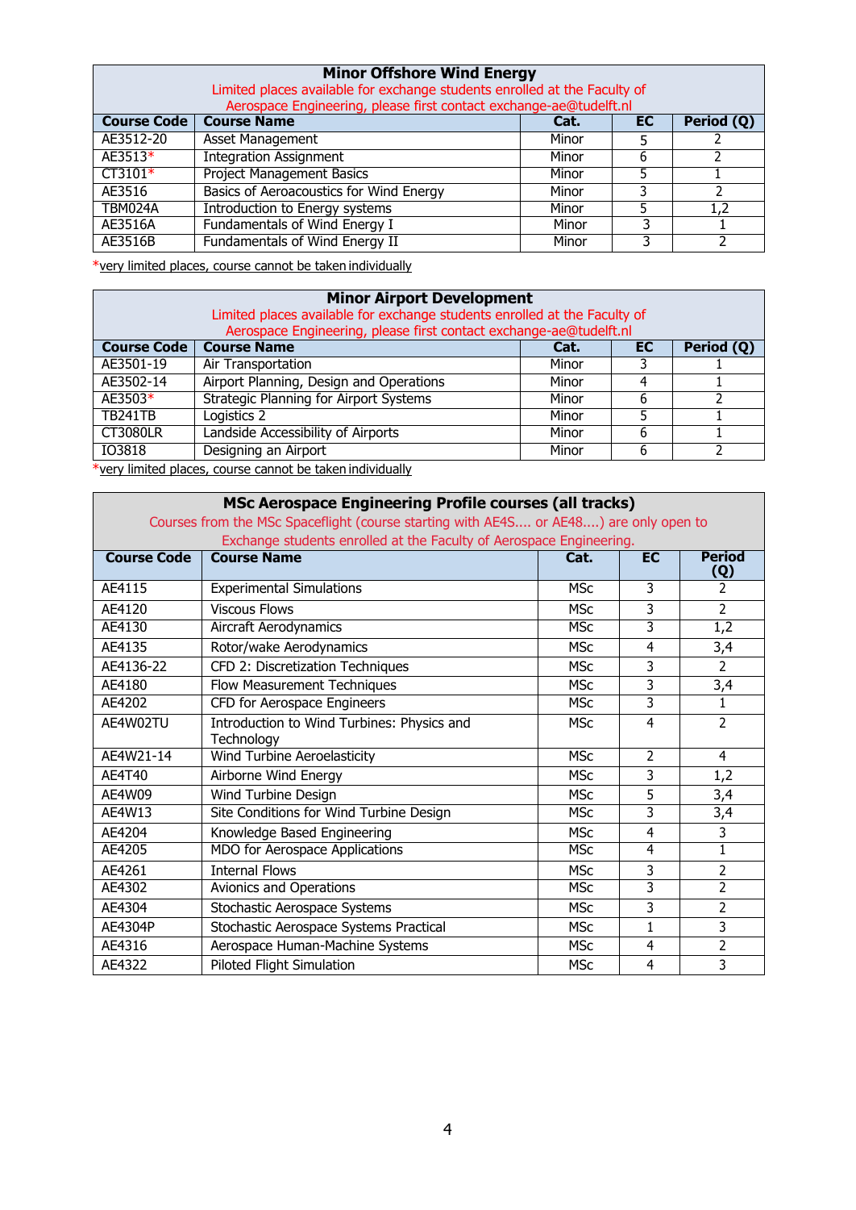## Minor Offshore Wind Energy

Limited places available for exchange students enrolled at the Faculty of Aerospace Engineering, please first contact exchange-ae@tudelft.nl

| Course Code | Course Name | Cat. | EC | Period (Q) |
|---|---|---|---|---|
| AE3512-20 | Asset Management | Minor | 5 | 2 |
| AE3513* | Integration Assignment | Minor | 6 | 2 |
| CT3101* | Project Management Basics | Minor | 5 | 1 |
| AE3516 | Basics of Aeroacoustics for Wind Energy | Minor | 3 | 2 |
| TBM024A | Introduction to Energy systems | Minor | 5 | 1,2 |
| AE3516A | Fundamentals of Wind Energy I | Minor | 3 | 1 |
| AE3516B | Fundamentals of Wind Energy II | Minor | 3 | 2 |

*very limited places, course cannot be taken individually

## Minor Airport Development

Limited places available for exchange students enrolled at the Faculty of Aerospace Engineering, please first contact exchange-ae@tudelft.nl

| Course Code | Course Name | Cat. | EC | Period (Q) |
|---|---|---|---|---|
| AE3501-19 | Air Transportation | Minor | 3 | 1 |
| AE3502-14 | Airport Planning, Design and Operations | Minor | 4 | 1 |
| AE3503* | Strategic Planning for Airport Systems | Minor | 6 | 2 |
| TB241TB | Logistics 2 | Minor | 5 | 1 |
| CT3080LR | Landside Accessibility of Airports | Minor | 6 | 1 |
| IO3818 | Designing an Airport | Minor | 6 | 2 |

*very limited places, course cannot be taken individually

## MSc Aerospace Engineering Profile courses (all tracks)

Courses from the MSc Spaceflight (course starting with AE4S.... or AE48....) are only open to Exchange students enrolled at the Faculty of Aerospace Engineering.

| Course Code | Course Name | Cat. | EC | Period (Q) |
|---|---|---|---|---|
| AE4115 | Experimental Simulations | MSc | 3 | 2 |
| AE4120 | Viscous Flows | MSc | 3 | 2 |
| AE4130 | Aircraft Aerodynamics | MSc | 3 | 1,2 |
| AE4135 | Rotor/wake Aerodynamics | MSc | 4 | 3,4 |
| AE4136-22 | CFD 2: Discretization Techniques | MSc | 3 | 2 |
| AE4180 | Flow Measurement Techniques | MSc | 3 | 3,4 |
| AE4202 | CFD for Aerospace Engineers | MSc | 3 | 1 |
| AE4W02TU | Introduction to Wind Turbines: Physics and Technology | MSc | 4 | 2 |
| AE4W21-14 | Wind Turbine Aeroelasticity | MSc | 2 | 4 |
| AE4T40 | Airborne Wind Energy | MSc | 3 | 1,2 |
| AE4W09 | Wind Turbine Design | MSc | 5 | 3,4 |
| AE4W13 | Site Conditions for Wind Turbine Design | MSc | 3 | 3,4 |
| AE4204 | Knowledge Based Engineering | MSc | 4 | 3 |
| AE4205 | MDO for Aerospace Applications | MSc | 4 | 1 |
| AE4261 | Internal Flows | MSc | 3 | 2 |
| AE4302 | Avionics and Operations | MSc | 3 | 2 |
| AE4304 | Stochastic Aerospace Systems | MSc | 3 | 2 |
| AE4304P | Stochastic Aerospace Systems Practical | MSc | 1 | 3 |
| AE4316 | Aerospace Human-Machine Systems | MSc | 4 | 2 |
| AE4322 | Piloted Flight Simulation | MSc | 4 | 3 |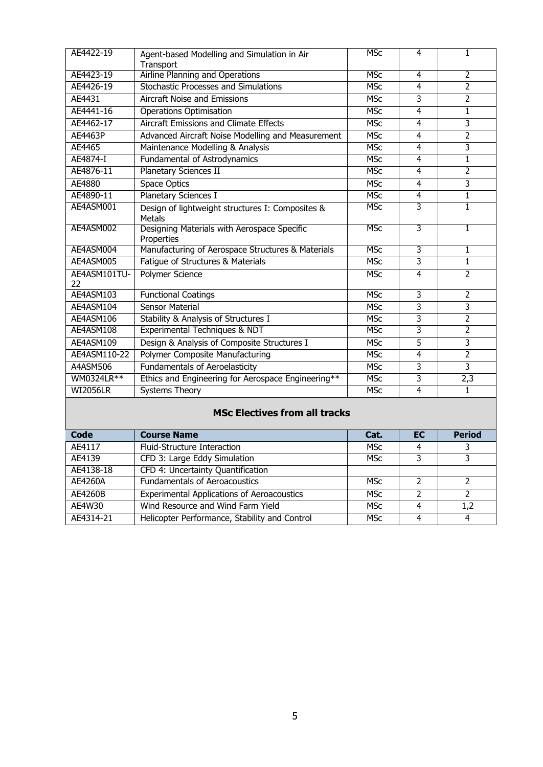| | | | | |
|---|---|---|---|---|
| AE4422-19 | Agent-based Modelling and Simulation in Air Transport | MSc | 4 | 1 |
| AE4423-19 | Airline Planning and Operations | MSc | 4 | 2 |
| AE4426-19 | Stochastic Processes and Simulations | MSc | 4 | 2 |
| AE4431 | Aircraft Noise and Emissions | MSc | 3 | 2 |
| AE4441-16 | Operations Optimisation | MSc | 4 | 1 |
| AE4462-17 | Aircraft Emissions and Climate Effects | MSc | 4 | 3 |
| AE4463P | Advanced Aircraft Noise Modelling and Measurement | MSc | 4 | 2 |
| AE4465 | Maintenance Modelling & Analysis | MSc | 4 | 3 |
| AE4874-I | Fundamental of Astrodynamics | MSc | 4 | 1 |
| AE4876-11 | Planetary Sciences II | MSc | 4 | 2 |
| AE4880 | Space Optics | MSc | 4 | 3 |
| AE4890-11 | Planetary Sciences I | MSc | 4 | 1 |
| AE4ASM001 | Design of lightweight structures I: Composites & Metals | MSc | 3 | 1 |
| AE4ASM002 | Designing Materials with Aerospace Specific Properties | MSc | 3 | 1 |
| AE4ASM004 | Manufacturing of Aerospace Structures & Materials | MSc | 3 | 1 |
| AE4ASM005 | Fatigue of Structures & Materials | MSc | 3 | 1 |
| AE4ASM101TU-22 | Polymer Science | MSc | 4 | 2 |
| AE4ASM103 | Functional Coatings | MSc | 3 | 2 |
| AE4ASM104 | Sensor Material | MSc | 3 | 3 |
| AE4ASM106 | Stability & Analysis of Structures I | MSc | 3 | 2 |
| AE4ASM108 | Experimental Techniques & NDT | MSc | 3 | 2 |
| AE4ASM109 | Design & Analysis of Composite Structures I | MSc | 5 | 3 |
| AE4ASM110-22 | Polymer Composite Manufacturing | MSc | 4 | 2 |
| A4ASM506 | Fundamentals of Aeroelasticity | MSc | 3 | 3 |
| WM0324LR** | Ethics and Engineering for Aerospace Engineering** | MSc | 3 | 2,3 |
| WI2056LR | Systems Theory | MSc | 4 | 1 |

## MSc Electives from all tracks

| Code | Course Name | Cat. | EC | Period |
|---|---|---|---|---|
| AE4117 | Fluid-Structure Interaction | MSc | 4 | 3 |
| AE4139 | CFD 3: Large Eddy Simulation | MSc | 3 | 3 |
| AE4138-18 | CFD 4: Uncertainty Quantification | | | |
| AE4260A | Fundamentals of Aeroacoustics | MSc | 2 | 2 |
| AE4260B | Experimental Applications of Aeroacoustics | MSc | 2 | 2 |
| AE4W30 | Wind Resource and Wind Farm Yield | MSc | 4 | 1,2 |
| AE4314-21 | Helicopter Performance, Stability and Control | MSc | 4 | 4 |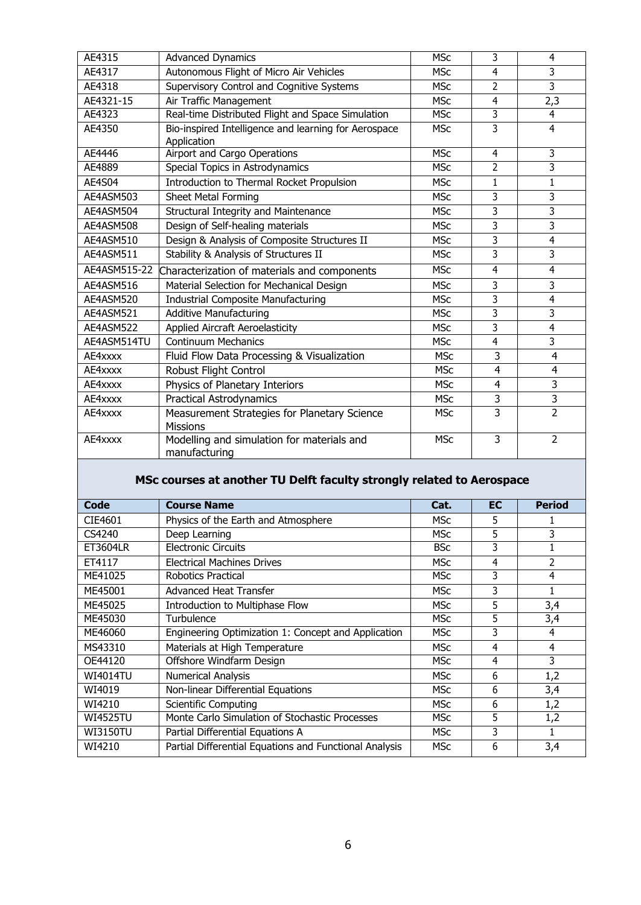| | | | | |
|---|---|---|---|---|
| AE4315 | Advanced Dynamics | MSc | 3 | 4 |
| AE4317 | Autonomous Flight of Micro Air Vehicles | MSc | 4 | 3 |
| AE4318 | Supervisory Control and Cognitive Systems | MSc | 2 | 3 |
| AE4321-15 | Air Traffic Management | MSc | 4 | 2,3 |
| AE4323 | Real-time Distributed Flight and Space Simulation | MSc | 3 | 4 |
| AE4350 | Bio-inspired Intelligence and learning for Aerospace Application | MSc | 3 | 4 |
| AE4446 | Airport and Cargo Operations | MSc | 4 | 3 |
| AE4889 | Special Topics in Astrodynamics | MSc | 2 | 3 |
| AE4S04 | Introduction to Thermal Rocket Propulsion | MSc | 1 | 1 |
| AE4ASM503 | Sheet Metal Forming | MSc | 3 | 3 |
| AE4ASM504 | Structural Integrity and Maintenance | MSc | 3 | 3 |
| AE4ASM508 | Design of Self-healing materials | MSc | 3 | 3 |
| AE4ASM510 | Design & Analysis of Composite Structures II | MSc | 3 | 4 |
| AE4ASM511 | Stability & Analysis of Structures II | MSc | 3 | 3 |
| AE4ASM515-22 | Characterization of materials and components | MSc | 4 | 4 |
| AE4ASM516 | Material Selection for Mechanical Design | MSc | 3 | 3 |
| AE4ASM520 | Industrial Composite Manufacturing | MSc | 3 | 4 |
| AE4ASM521 | Additive Manufacturing | MSc | 3 | 3 |
| AE4ASM522 | Applied Aircraft Aeroelasticity | MSc | 3 | 4 |
| AE4ASM514TU | Continuum Mechanics | MSc | 4 | 3 |
| AE4xxxx | Fluid Flow Data Processing & Visualization | MSc | 3 | 4 |
| AE4xxxx | Robust Flight Control | MSc | 4 | 4 |
| AE4xxxx | Physics of Planetary Interiors | MSc | 4 | 3 |
| AE4xxxx | Practical Astrodynamics | MSc | 3 | 3 |
| AE4xxxx | Measurement Strategies for Planetary Science Missions | MSc | 3 | 2 |
| AE4xxxx | Modelling and simulation for materials and manufacturing | MSc | 3 | 2 |

## MSc courses at another TU Delft faculty strongly related to Aerospace

| Code | Course Name | Cat. | EC | Period |
|---|---|---|---|---|
| CIE4601 | Physics of the Earth and Atmosphere | MSc | 5 | 1 |
| CS4240 | Deep Learning | MSc | 5 | 3 |
| ET3604LR | Electronic Circuits | BSc | 3 | 1 |
| ET4117 | Electrical Machines Drives | MSc | 4 | 2 |
| ME41025 | Robotics Practical | MSc | 3 | 4 |
| ME45001 | Advanced Heat Transfer | MSc | 3 | 1 |
| ME45025 | Introduction to Multiphase Flow | MSc | 5 | 3,4 |
| ME45030 | Turbulence | MSc | 5 | 3,4 |
| ME46060 | Engineering Optimization 1: Concept and Application | MSc | 3 | 4 |
| MS43310 | Materials at High Temperature | MSc | 4 | 4 |
| OE44120 | Offshore Windfarm Design | MSc | 4 | 3 |
| WI4014TU | Numerical Analysis | MSc | 6 | 1,2 |
| WI4019 | Non-linear Differential Equations | MSc | 6 | 3,4 |
| WI4210 | Scientific Computing | MSc | 6 | 1,2 |
| WI4525TU | Monte Carlo Simulation of Stochastic Processes | MSc | 5 | 1,2 |
| WI3150TU | Partial Differential Equations A | MSc | 3 | 1 |
| WI4210 | Partial Differential Equations and Functional Analysis | MSc | 6 | 3,4 |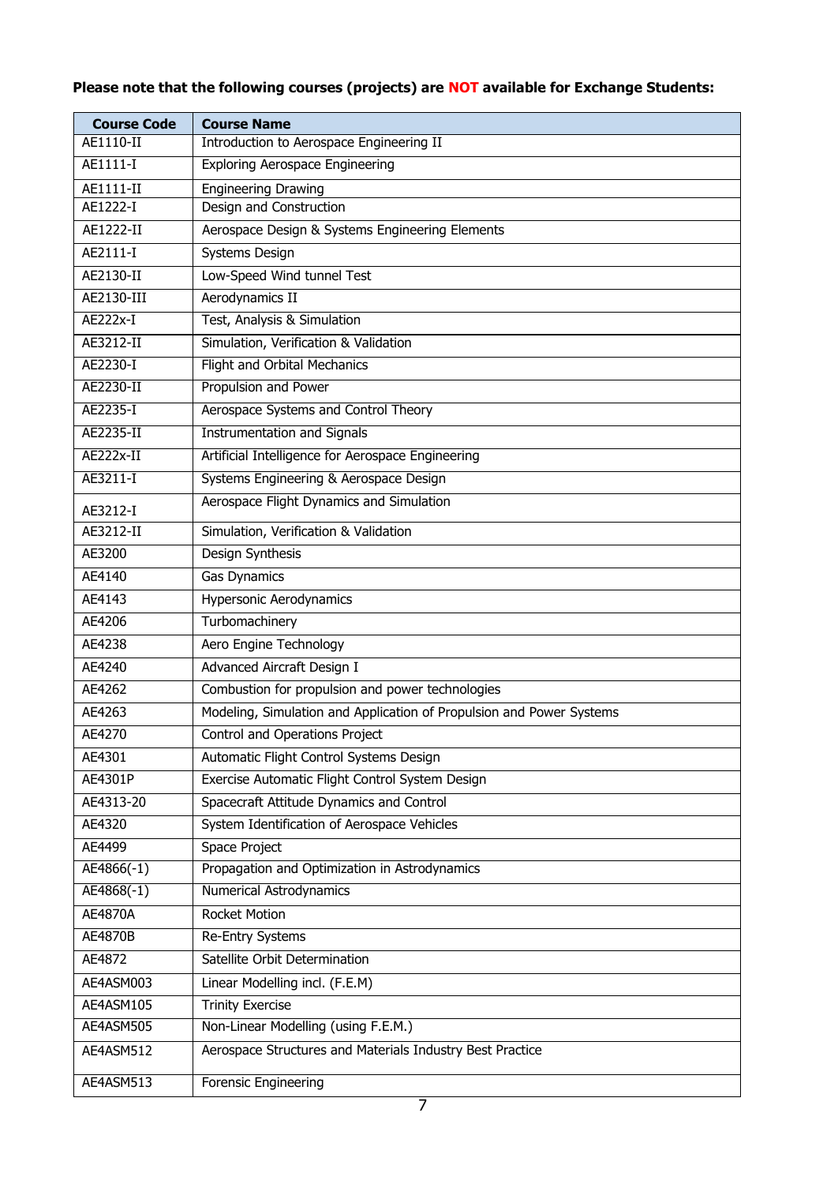**Please note that the following courses (projects) are NOT available for Exchange Students:**

| Course Code | Course Name |
|---|---|
| AE1110-II | Introduction to Aerospace Engineering II |
| AE1111-I | Exploring Aerospace Engineering |
| AE1111-II | Engineering Drawing |
| AE1222-I | Design and Construction |
| AE1222-II | Aerospace Design & Systems Engineering Elements |
| AE2111-I | Systems Design |
| AE2130-II | Low-Speed Wind tunnel Test |
| AE2130-III | Aerodynamics II |
| AE222x-I | Test, Analysis & Simulation |
| AE3212-II | Simulation, Verification & Validation |
| AE2230-I | Flight and Orbital Mechanics |
| AE2230-II | Propulsion and Power |
| AE2235-I | Aerospace Systems and Control Theory |
| AE2235-II | Instrumentation and Signals |
| AE222x-II | Artificial Intelligence for Aerospace Engineering |
| AE3211-I | Systems Engineering & Aerospace Design |
| AE3212-I | Aerospace Flight Dynamics and Simulation |
| AE3212-II | Simulation, Verification & Validation |
| AE3200 | Design Synthesis |
| AE4140 | Gas Dynamics |
| AE4143 | Hypersonic Aerodynamics |
| AE4206 | Turbomachinery |
| AE4238 | Aero Engine Technology |
| AE4240 | Advanced Aircraft Design I |
| AE4262 | Combustion for propulsion and power technologies |
| AE4263 | Modeling, Simulation and Application of Propulsion and Power Systems |
| AE4270 | Control and Operations Project |
| AE4301 | Automatic Flight Control Systems Design |
| AE4301P | Exercise Automatic Flight Control System Design |
| AE4313-20 | Spacecraft Attitude Dynamics and Control |
| AE4320 | System Identification of Aerospace Vehicles |
| AE4499 | Space Project |
| AE4866(-1) | Propagation and Optimization in Astrodynamics |
| AE4868(-1) | Numerical Astrodynamics |
| AE4870A | Rocket Motion |
| AE4870B | Re-Entry Systems |
| AE4872 | Satellite Orbit Determination |
| AE4ASM003 | Linear Modelling incl. (F.E.M) |
| AE4ASM105 | Trinity Exercise |
| AE4ASM505 | Non-Linear Modelling (using F.E.M.) |
| AE4ASM512 | Aerospace Structures and Materials Industry Best Practice |
| AE4ASM513 | Forensic Engineering |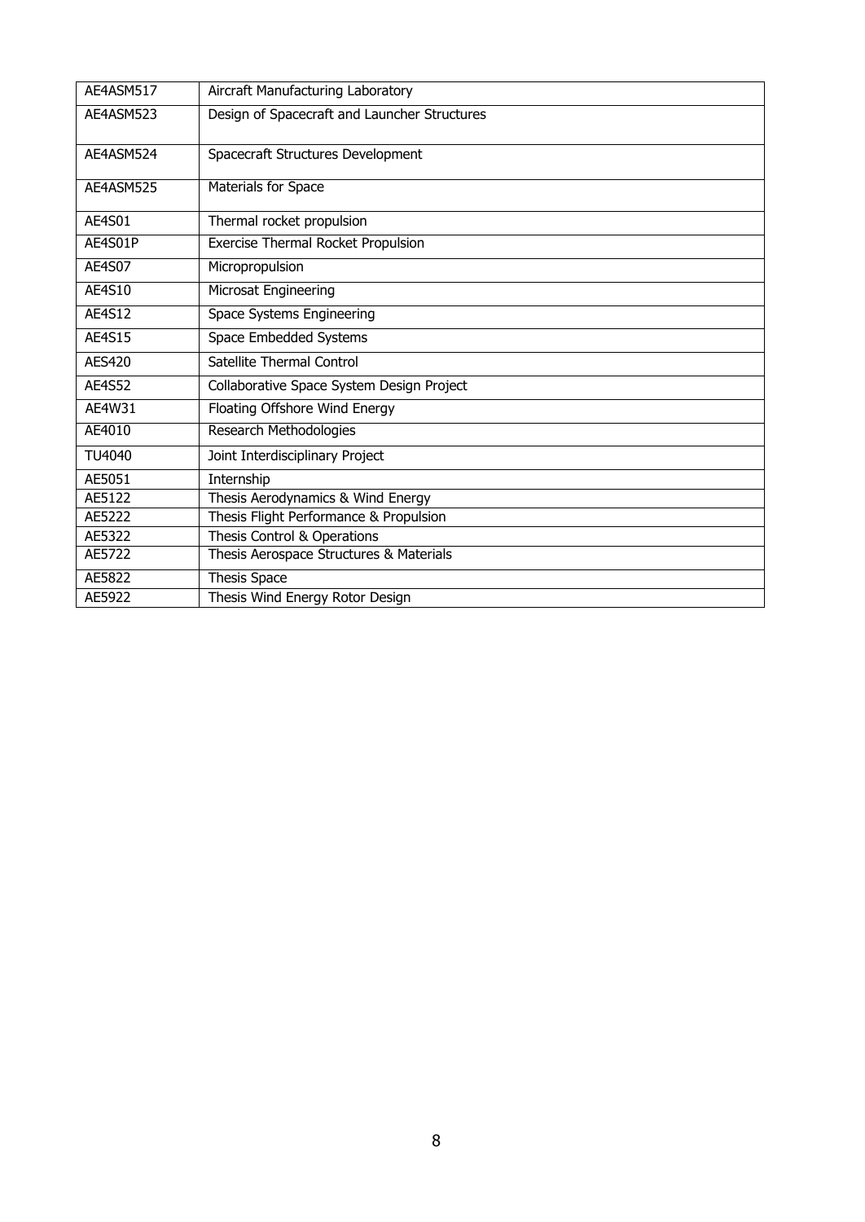| | |
|---|---|
| AE4ASM517 | Aircraft Manufacturing Laboratory |
| AE4ASM523 | Design of Spacecraft and Launcher Structures |
| AE4ASM524 | Spacecraft Structures Development |
| AE4ASM525 | Materials for Space |
| AE4S01 | Thermal rocket propulsion |
| AE4S01P | Exercise Thermal Rocket Propulsion |
| AE4S07 | Micropropulsion |
| AE4S10 | Microsat Engineering |
| AE4S12 | Space Systems Engineering |
| AE4S15 | Space Embedded Systems |
| AES420 | Satellite Thermal Control |
| AE4S52 | Collaborative Space System Design Project |
| AE4W31 | Floating Offshore Wind Energy |
| AE4010 | Research Methodologies |
| TU4040 | Joint Interdisciplinary Project |
| AE5051 | Internship |
| AE5122 | Thesis Aerodynamics & Wind Energy |
| AE5222 | Thesis Flight Performance & Propulsion |
| AE5322 | Thesis Control & Operations |
| AE5722 | Thesis Aerospace Structures & Materials |
| AE5822 | Thesis Space |
| AE5922 | Thesis Wind Energy Rotor Design |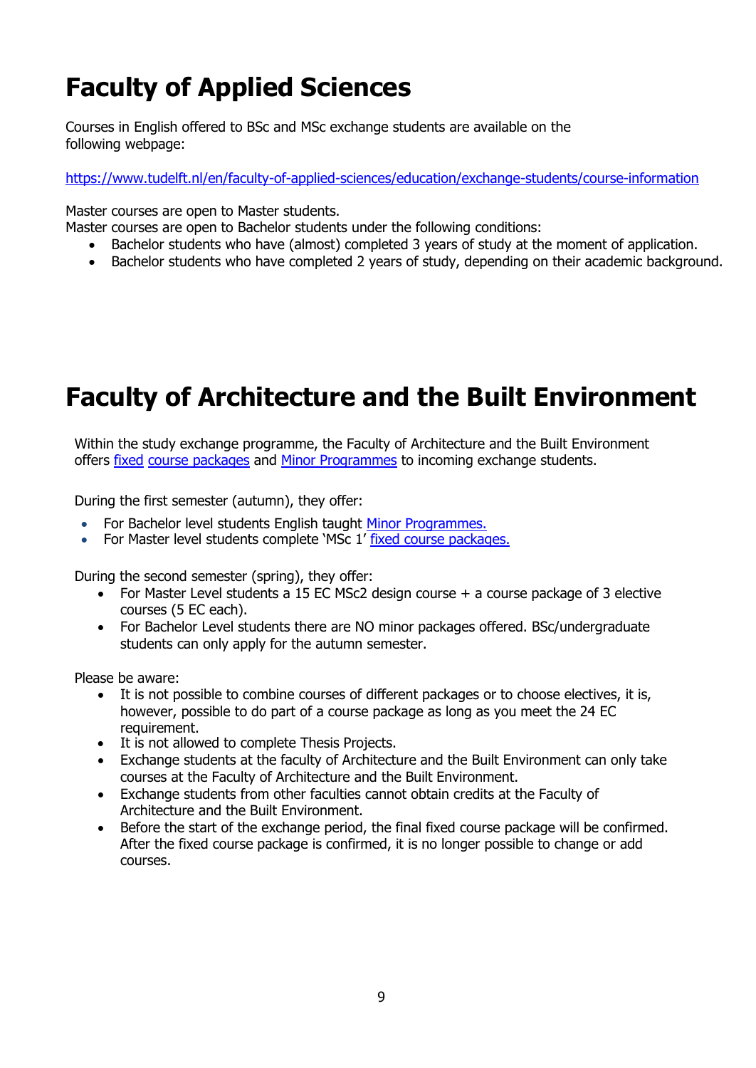# Faculty of Applied Sciences

Courses in English offered to BSc and MSc exchange students are available on the following webpage:

https://www.tudelft.nl/en/faculty-of-applied-sciences/education/exchange-students/course-information

Master courses are open to Master students.
Master courses are open to Bachelor students under the following conditions:

- Bachelor students who have (almost) completed 3 years of study at the moment of application.
- Bachelor students who have completed 2 years of study, depending on their academic background.

# Faculty of Architecture and the Built Environment

Within the study exchange programme, the Faculty of Architecture and the Built Environment offers fixed course packages and Minor Programmes to incoming exchange students.

During the first semester (autumn), they offer:

- For Bachelor level students English taught Minor Programmes.
- For Master level students complete 'MSc 1' fixed course packages.

During the second semester (spring), they offer:

- For Master Level students a 15 EC MSc2 design course + a course package of 3 elective courses (5 EC each).
- For Bachelor Level students there are NO minor packages offered. BSc/undergraduate students can only apply for the autumn semester.

Please be aware:

- It is not possible to combine courses of different packages or to choose electives, it is, however, possible to do part of a course package as long as you meet the 24 EC requirement.
- It is not allowed to complete Thesis Projects.
- Exchange students at the faculty of Architecture and the Built Environment can only take courses at the Faculty of Architecture and the Built Environment.
- Exchange students from other faculties cannot obtain credits at the Faculty of Architecture and the Built Environment.
- Before the start of the exchange period, the final fixed course package will be confirmed. After the fixed course package is confirmed, it is no longer possible to change or add courses.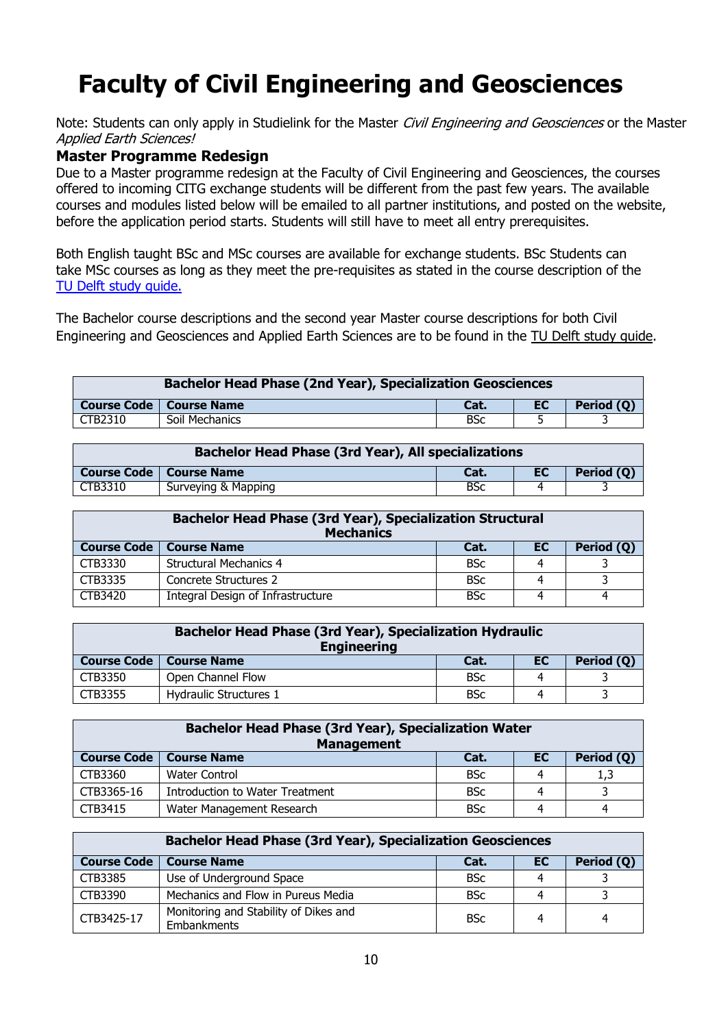# Faculty of Civil Engineering and Geosciences

Note: Students can only apply in Studielink for the Master *Civil Engineering and Geosciences* or the Master *Applied Earth Sciences!*

### Master Programme Redesign

Due to a Master programme redesign at the Faculty of Civil Engineering and Geosciences, the courses offered to incoming CITG exchange students will be different from the past few years. The available courses and modules listed below will be emailed to all partner institutions, and posted on the website, before the application period starts. Students will still have to meet all entry prerequisites.

Both English taught BSc and MSc courses are available for exchange students. BSc Students can take MSc courses as long as they meet the pre-requisites as stated in the course description of the [TU Delft study guide.](#)

The Bachelor course descriptions and the second year Master course descriptions for both Civil Engineering and Geosciences and Applied Earth Sciences are to be found in the TU Delft study guide.

| **Bachelor Head Phase (2nd Year), Specialization Geosciences** | | | | |
|---|---|---|---|---|
| **Course Code** | **Course Name** | **Cat.** | **EC** | **Period (Q)** |
| CTB2310 | Soil Mechanics | BSc | 5 | 3 |

| **Bachelor Head Phase (3rd Year), All specializations** | | | | |
|---|---|---|---|---|
| **Course Code** | **Course Name** | **Cat.** | **EC** | **Period (Q)** |
| CTB3310 | Surveying & Mapping | BSc | 4 | 3 |

| **Bachelor Head Phase (3rd Year), Specialization Structural Mechanics** | | | | |
|---|---|---|---|---|
| **Course Code** | **Course Name** | **Cat.** | **EC** | **Period (Q)** |
| CTB3330 | Structural Mechanics 4 | BSc | 4 | 3 |
| CTB3335 | Concrete Structures 2 | BSc | 4 | 3 |
| CTB3420 | Integral Design of Infrastructure | BSc | 4 | 4 |

| **Bachelor Head Phase (3rd Year), Specialization Hydraulic Engineering** | | | | |
|---|---|---|---|---|
| **Course Code** | **Course Name** | **Cat.** | **EC** | **Period (Q)** |
| CTB3350 | Open Channel Flow | BSc | 4 | 3 |
| CTB3355 | Hydraulic Structures 1 | BSc | 4 | 3 |

| **Bachelor Head Phase (3rd Year), Specialization Water Management** | | | | |
|---|---|---|---|---|
| **Course Code** | **Course Name** | **Cat.** | **EC** | **Period (Q)** |
| CTB3360 | Water Control | BSc | 4 | 1,3 |
| CTB3365-16 | Introduction to Water Treatment | BSc | 4 | 3 |
| CTB3415 | Water Management Research | BSc | 4 | 4 |

| **Bachelor Head Phase (3rd Year), Specialization Geosciences** | | | | |
|---|---|---|---|---|
| **Course Code** | **Course Name** | **Cat.** | **EC** | **Period (Q)** |
| CTB3385 | Use of Underground Space | BSc | 4 | 3 |
| CTB3390 | Mechanics and Flow in Pureus Media | BSc | 4 | 3 |
| CTB3425-17 | Monitoring and Stability of Dikes and Embankments | BSc | 4 | 4 |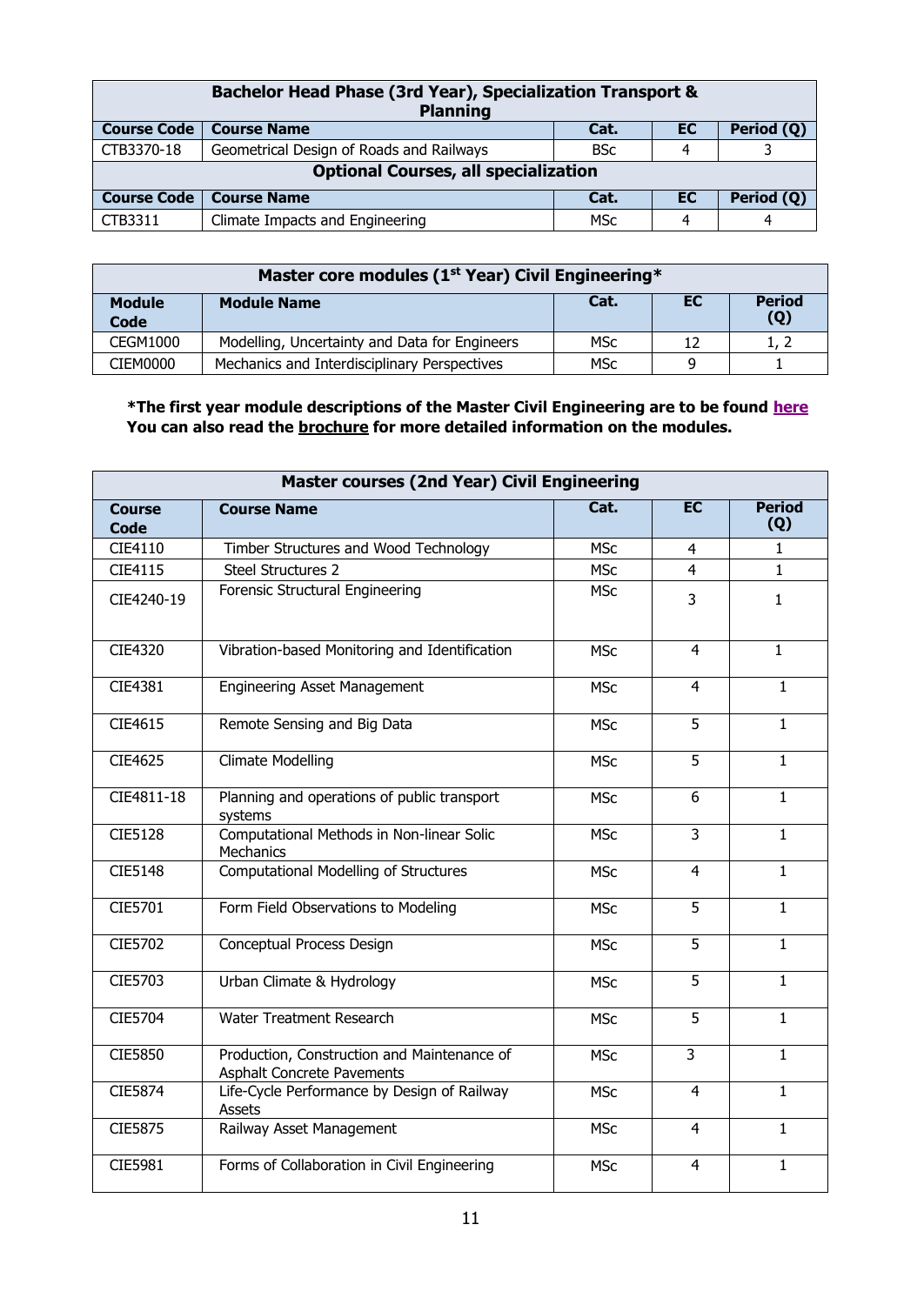| Bachelor Head Phase (3rd Year), Specialization Transport & Planning | | | | |
|---|---|---|---|---|
| **Course Code** | **Course Name** | **Cat.** | **EC** | **Period (Q)** |
| CTB3370-18 | Geometrical Design of Roads and Railways | BSc | 4 | 3 |
| **Optional Courses, all specialization** | | | | |
| **Course Code** | **Course Name** | **Cat.** | **EC** | **Period (Q)** |
| CTB3311 | Climate Impacts and Engineering | MSc | 4 | 4 |

| Master core modules (1st Year) Civil Engineering* | | | | |
|---|---|---|---|---|
| **Module Code** | **Module Name** | **Cat.** | **EC** | **Period (Q)** |
| CEGM1000 | Modelling, Uncertainty and Data for Engineers | MSc | 12 | 1, 2 |
| CIEM0000 | Mechanics and Interdisciplinary Perspectives | MSc | 9 | 1 |

**\*The first year module descriptions of the Master Civil Engineering are to be found here**
**You can also read the brochure for more detailed information on the modules.**

| Master courses (2nd Year) Civil Engineering | | | | |
|---|---|---|---|---|
| **Course Code** | **Course Name** | **Cat.** | **EC** | **Period (Q)** |
| CIE4110 | Timber Structures and Wood Technology | MSc | 4 | 1 |
| CIE4115 | Steel Structures 2 | MSc | 4 | 1 |
| CIE4240-19 | Forensic Structural Engineering | MSc | 3 | 1 |
| CIE4320 | Vibration-based Monitoring and Identification | MSc | 4 | 1 |
| CIE4381 | Engineering Asset Management | MSc | 4 | 1 |
| CIE4615 | Remote Sensing and Big Data | MSc | 5 | 1 |
| CIE4625 | Climate Modelling | MSc | 5 | 1 |
| CIE4811-18 | Planning and operations of public transport systems | MSc | 6 | 1 |
| CIE5128 | Computational Methods in Non-linear Solic Mechanics | MSc | 3 | 1 |
| CIE5148 | Computational Modelling of Structures | MSc | 4 | 1 |
| CIE5701 | Form Field Observations to Modeling | MSc | 5 | 1 |
| CIE5702 | Conceptual Process Design | MSc | 5 | 1 |
| CIE5703 | Urban Climate & Hydrology | MSc | 5 | 1 |
| CIE5704 | Water Treatment Research | MSc | 5 | 1 |
| CIE5850 | Production, Construction and Maintenance of Asphalt Concrete Pavements | MSc | 3 | 1 |
| CIE5874 | Life-Cycle Performance by Design of Railway Assets | MSc | 4 | 1 |
| CIE5875 | Railway Asset Management | MSc | 4 | 1 |
| CIE5981 | Forms of Collaboration in Civil Engineering | MSc | 4 | 1 |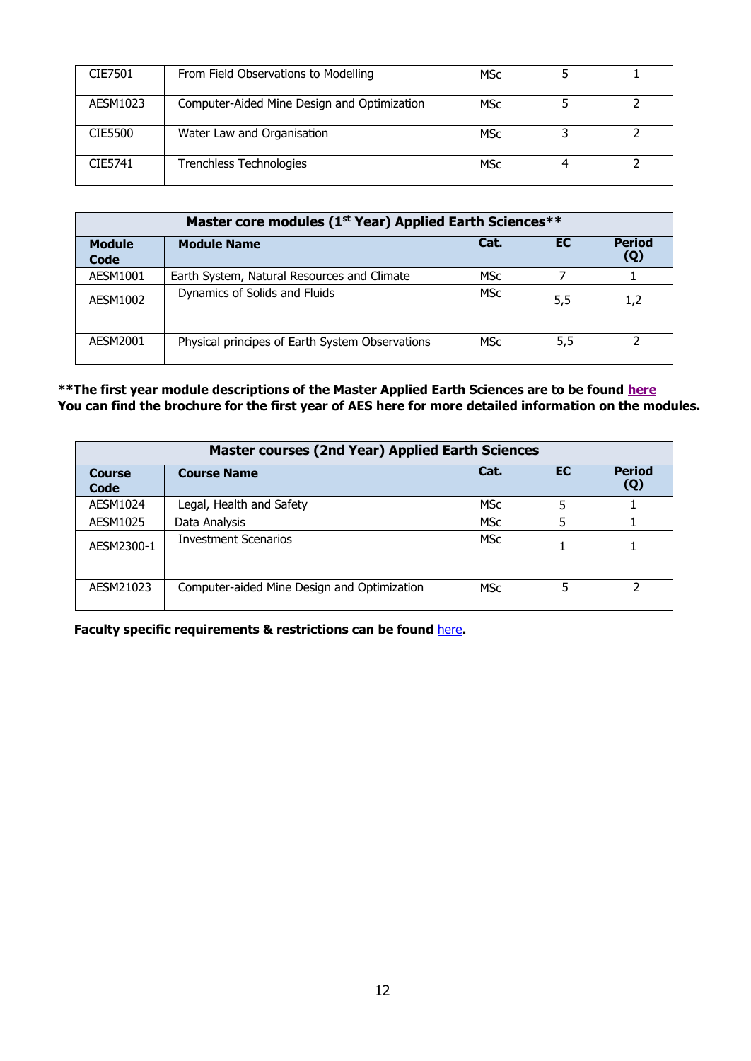| | | | | |
|---|---|---|---|---|
| CIE7501 | From Field Observations to Modelling | MSc | 5 | 1 |
| AESM1023 | Computer-Aided Mine Design and Optimization | MSc | 5 | 2 |
| CIE5500 | Water Law and Organisation | MSc | 3 | 2 |
| CIE5741 | Trenchless Technologies | MSc | 4 | 2 |

| Master core modules (1st Year) Applied Earth Sciences** | | | | |
|---|---|---|---|---|
| **Module Code** | **Module Name** | **Cat.** | **EC** | **Period (Q)** |
| AESM1001 | Earth System, Natural Resources and Climate | MSc | 7 | 1 |
| AESM1002 | Dynamics of Solids and Fluids | MSc | 5,5 | 1,2 |
| AESM2001 | Physical principles of Earth System Observations | MSc | 5,5 | 2 |

**\*\*The first year module descriptions of the Master Applied Earth Sciences are to be found here**
**You can find the brochure for the first year of AES here for more detailed information on the modules.**

| Master courses (2nd Year) Applied Earth Sciences | | | | |
|---|---|---|---|---|
| **Course Code** | **Course Name** | **Cat.** | **EC** | **Period (Q)** |
| AESM1024 | Legal, Health and Safety | MSc | 5 | 1 |
| AESM1025 | Data Analysis | MSc | 5 | 1 |
| AESM2300-1 | Investment Scenarios | MSc | 1 | 1 |
| AESM21023 | Computer-aided Mine Design and Optimization | MSc | 5 | 2 |

**Faculty specific requirements & restrictions can be found here.**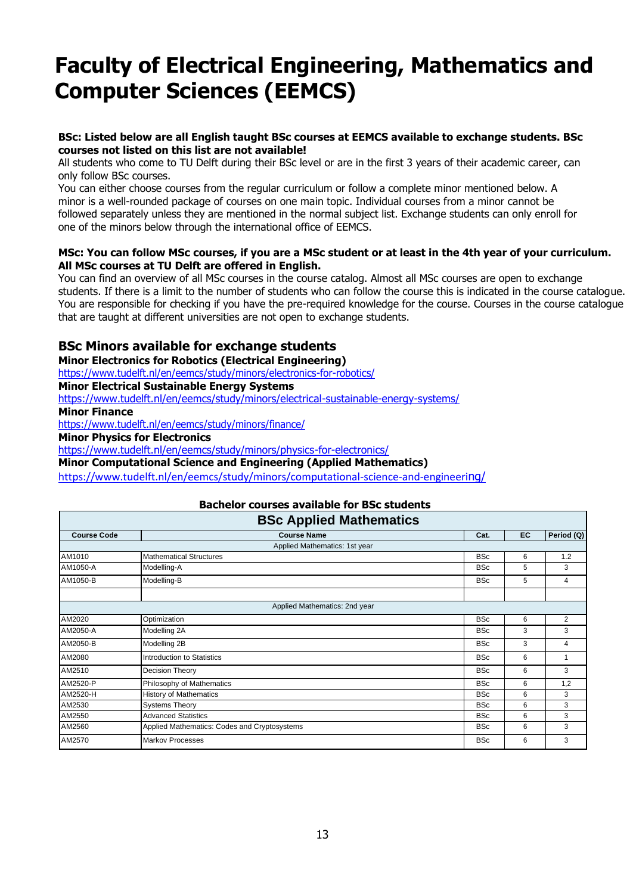# Faculty of Electrical Engineering, Mathematics and Computer Sciences (EEMCS)

**BSc: Listed below are all English taught BSc courses at EEMCS available to exchange students. BSc courses not listed on this list are not available!**
All students who come to TU Delft during their BSc level or are in the first 3 years of their academic career, can only follow BSc courses.
You can either choose courses from the regular curriculum or follow a complete minor mentioned below. A minor is a well-rounded package of courses on one main topic. Individual courses from a minor cannot be followed separately unless they are mentioned in the normal subject list. Exchange students can only enroll for one of the minors below through the international office of EEMCS.

**MSc: You can follow MSc courses, if you are a MSc student or at least in the 4th year of your curriculum. All MSc courses at TU Delft are offered in English.**
You can find an overview of all MSc courses in the course catalog. Almost all MSc courses are open to exchange students. If there is a limit to the number of students who can follow the course this is indicated in the course catalogue. You are responsible for checking if you have the pre-required knowledge for the course. Courses in the course catalogue that are taught at different universities are not open to exchange students.

## BSc Minors available for exchange students

**Minor Electronics for Robotics (Electrical Engineering)**
https://www.tudelft.nl/en/eemcs/study/minors/electronics-for-robotics/
**Minor Electrical Sustainable Energy Systems**
https://www.tudelft.nl/en/eemcs/study/minors/electrical-sustainable-energy-systems/
**Minor Finance**
https://www.tudelft.nl/en/eemcs/study/minors/finance/
**Minor Physics for Electronics**
https://www.tudelft.nl/en/eemcs/study/minors/physics-for-electronics/
**Minor Computational Science and Engineering (Applied Mathematics)**
https://www.tudelft.nl/en/eemcs/study/minors/computational-science-and-engineering/

**Bachelor courses available for BSc students**

| BSc Applied Mathematics | | | | |
|---|---|---|---|---|
| **Course Code** | **Course Name** | **Cat.** | **EC** | **Period (Q)** |
| | Applied Mathematics: 1st year | | | |
| AM1010 | Mathematical Structures | BSc | 6 | 1.2 |
| AM1050-A | Modelling-A | BSc | 5 | 3 |
| AM1050-B | Modelling-B | BSc | 5 | 4 |
| | | | | |
| | Applied Mathematics: 2nd year | | | |
| AM2020 | Optimization | BSc | 6 | 2 |
| AM2050-A | Modelling 2A | BSc | 3 | 3 |
| AM2050-B | Modelling 2B | BSc | 3 | 4 |
| AM2080 | Introduction to Statistics | BSc | 6 | 1 |
| AM2510 | Decision Theory | BSc | 6 | 3 |
| AM2520-P | Philosophy of Mathematics | BSc | 6 | 1,2 |
| AM2520-H | History of Mathematics | BSc | 6 | 3 |
| AM2530 | Systems Theory | BSc | 6 | 3 |
| AM2550 | Advanced Statistics | BSc | 6 | 3 |
| AM2560 | Applied Mathematics: Codes and Cryptosystems | BSc | 6 | 3 |
| AM2570 | Markov Processes | BSc | 6 | 3 |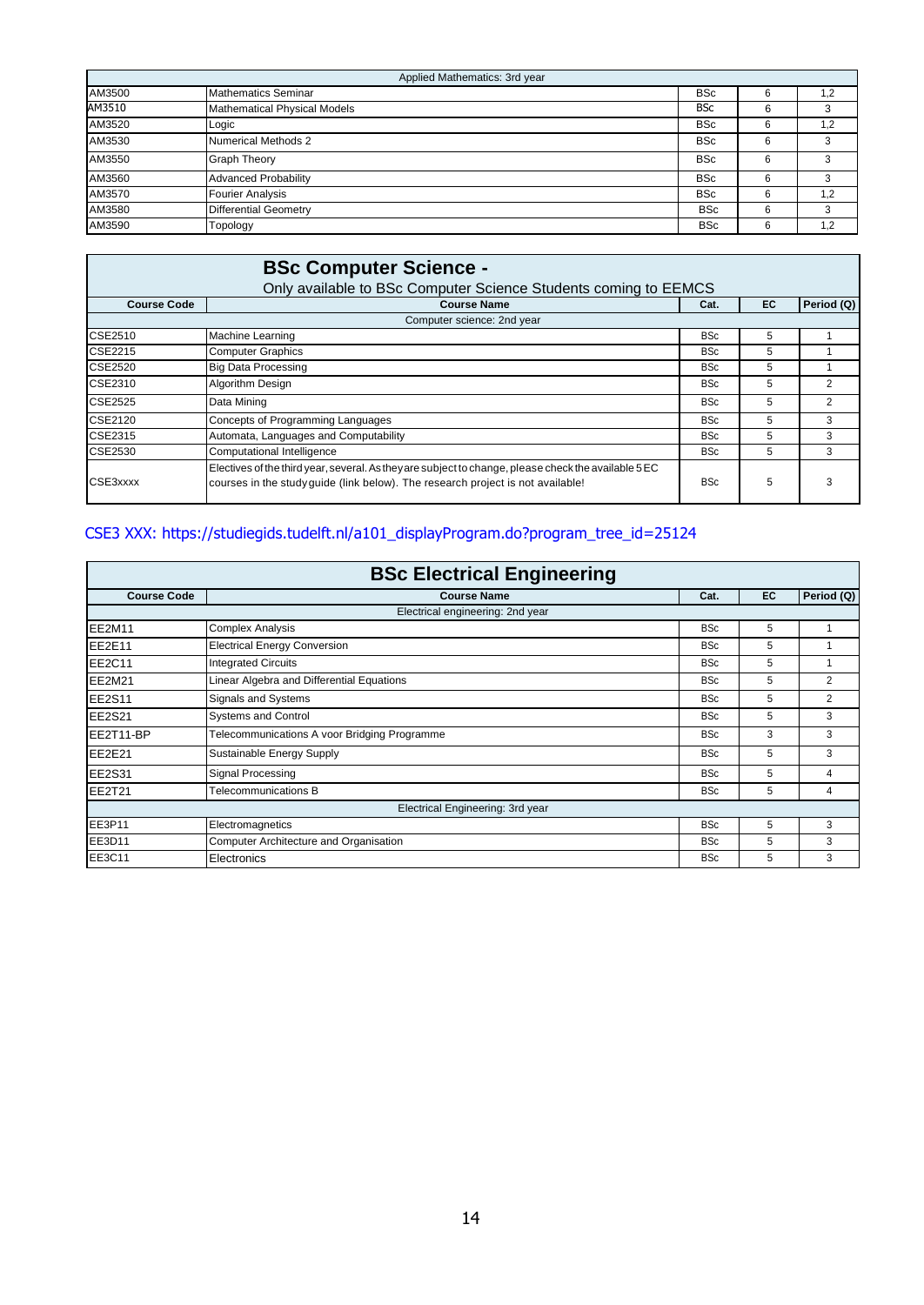| | | | | |
|---|---|---|---|---|
| Applied Mathematics: 3rd year | | | | |
| AM3500 | Mathematics Seminar | BSc | 6 | 1,2 |
| AM3510 | Mathematical Physical Models | BSc | 6 | 3 |
| AM3520 | Logic | BSc | 6 | 1,2 |
| AM3530 | Numerical Methods 2 | BSc | 6 | 3 |
| AM3550 | Graph Theory | BSc | 6 | 3 |
| AM3560 | Advanced Probability | BSc | 6 | 3 |
| AM3570 | Fourier Analysis | BSc | 6 | 1,2 |
| AM3580 | Differential Geometry | BSc | 6 | 3 |
| AM3590 | Topology | BSc | 6 | 1,2 |

## BSc Computer Science -

Only available to BSc Computer Science Students coming to EEMCS

| Course Code | Course Name | Cat. | EC | Period (Q) |
|---|---|---|---|---|
| Computer science: 2nd year | | | | |
| CSE2510 | Machine Learning | BSc | 5 | 1 |
| CSE2215 | Computer Graphics | BSc | 5 | 1 |
| CSE2520 | Big Data Processing | BSc | 5 | 1 |
| CSE2310 | Algorithm Design | BSc | 5 | 2 |
| CSE2525 | Data Mining | BSc | 5 | 2 |
| CSE2120 | Concepts of Programming Languages | BSc | 5 | 3 |
| CSE2315 | Automata, Languages and Computability | BSc | 5 | 3 |
| CSE2530 | Computational Intelligence | BSc | 5 | 3 |
| CSE3xxxx | Electives of the third year, several. As they are subject to change, please check the available 5 EC courses in the study guide (link below). The research project is not available! | BSc | 5 | 3 |

CSE3 XXX: https://studiegids.tudelft.nl/a101_displayProgram.do?program_tree_id=25124

## BSc Electrical Engineering

| Course Code | Course Name | Cat. | EC | Period (Q) |
|---|---|---|---|---|
| Electrical engineering: 2nd year | | | | |
| EE2M11 | Complex Analysis | BSc | 5 | 1 |
| EE2E11 | Electrical Energy Conversion | BSc | 5 | 1 |
| EE2C11 | Integrated Circuits | BSc | 5 | 1 |
| EE2M21 | Linear Algebra and Differential Equations | BSc | 5 | 2 |
| EE2S11 | Signals and Systems | BSc | 5 | 2 |
| EE2S21 | Systems and Control | BSc | 5 | 3 |
| EE2T11-BP | Telecommunications A voor Bridging Programme | BSc | 3 | 3 |
| EE2E21 | Sustainable Energy Supply | BSc | 5 | 3 |
| EE2S31 | Signal Processing | BSc | 5 | 4 |
| EE2T21 | Telecommunications B | BSc | 5 | 4 |
| Electrical Engineering: 3rd year | | | | |
| EE3P11 | Electromagnetics | BSc | 5 | 3 |
| EE3D11 | Computer Architecture and Organisation | BSc | 5 | 3 |
| EE3C11 | Electronics | BSc | 5 | 3 |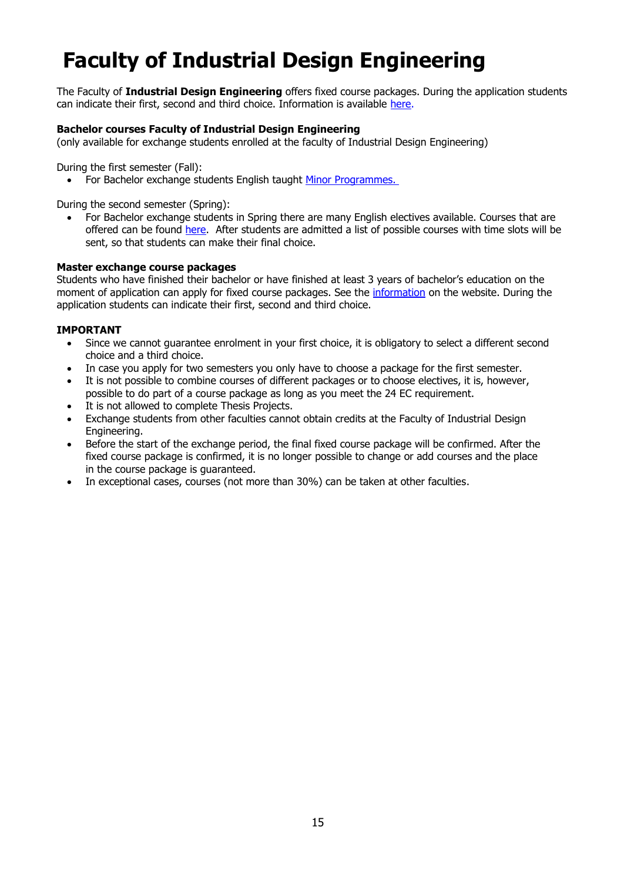# Faculty of Industrial Design Engineering

The Faculty of **Industrial Design Engineering** offers fixed course packages. During the application students can indicate their first, second and third choice. Information is available here.

**Bachelor courses Faculty of Industrial Design Engineering**
(only available for exchange students enrolled at the faculty of Industrial Design Engineering)

During the first semester (Fall):

- For Bachelor exchange students English taught Minor Programmes.

During the second semester (Spring):

- For Bachelor exchange students in Spring there are many English electives available. Courses that are offered can be found here. After students are admitted a list of possible courses with time slots will be sent, so that students can make their final choice.

**Master exchange course packages**
Students who have finished their bachelor or have finished at least 3 years of bachelor's education on the moment of application can apply for fixed course packages. See the information on the website. During the application students can indicate their first, second and third choice.

**IMPORTANT**

- Since we cannot guarantee enrolment in your first choice, it is obligatory to select a different second choice and a third choice.
- In case you apply for two semesters you only have to choose a package for the first semester.
- It is not possible to combine courses of different packages or to choose electives, it is, however, possible to do part of a course package as long as you meet the 24 EC requirement.
- It is not allowed to complete Thesis Projects.
- Exchange students from other faculties cannot obtain credits at the Faculty of Industrial Design Engineering.
- Before the start of the exchange period, the final fixed course package will be confirmed. After the fixed course package is confirmed, it is no longer possible to change or add courses and the place in the course package is guaranteed.
- In exceptional cases, courses (not more than 30%) can be taken at other faculties.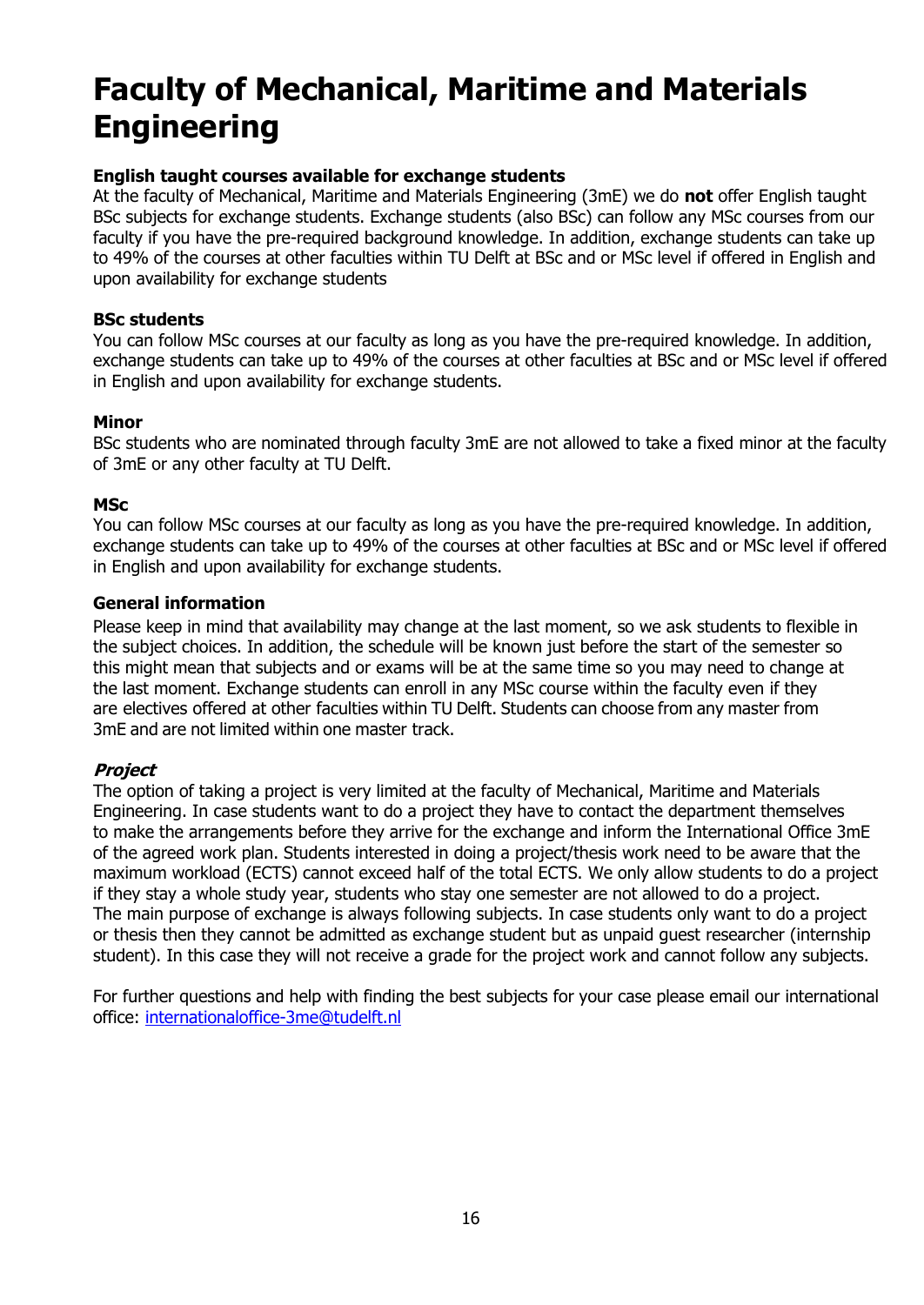# Faculty of Mechanical, Maritime and Materials Engineering

### English taught courses available for exchange students

At the faculty of Mechanical, Maritime and Materials Engineering (3mE) we do **not** offer English taught BSc subjects for exchange students. Exchange students (also BSc) can follow any MSc courses from our faculty if you have the pre-required background knowledge. In addition, exchange students can take up to 49% of the courses at other faculties within TU Delft at BSc and or MSc level if offered in English and upon availability for exchange students

### BSc students

You can follow MSc courses at our faculty as long as you have the pre-required knowledge. In addition, exchange students can take up to 49% of the courses at other faculties at BSc and or MSc level if offered in English and upon availability for exchange students.

### Minor

BSc students who are nominated through faculty 3mE are not allowed to take a fixed minor at the faculty of 3mE or any other faculty at TU Delft.

### MSc

You can follow MSc courses at our faculty as long as you have the pre-required knowledge. In addition, exchange students can take up to 49% of the courses at other faculties at BSc and or MSc level if offered in English and upon availability for exchange students.

### General information

Please keep in mind that availability may change at the last moment, so we ask students to flexible in the subject choices. In addition, the schedule will be known just before the start of the semester so this might mean that subjects and or exams will be at the same time so you may need to change at the last moment. Exchange students can enroll in any MSc course within the faculty even if they are electives offered at other faculties within TU Delft. Students can choose from any master from 3mE and are not limited within one master track.

### *Project*

The option of taking a project is very limited at the faculty of Mechanical, Maritime and Materials Engineering. In case students want to do a project they have to contact the department themselves to make the arrangements before they arrive for the exchange and inform the International Office 3mE of the agreed work plan. Students interested in doing a project/thesis work need to be aware that the maximum workload (ECTS) cannot exceed half of the total ECTS. We only allow students to do a project if they stay a whole study year, students who stay one semester are not allowed to do a project. The main purpose of exchange is always following subjects. In case students only want to do a project or thesis then they cannot be admitted as exchange student but as unpaid guest researcher (internship student). In this case they will not receive a grade for the project work and cannot follow any subjects.

For further questions and help with finding the best subjects for your case please email our international office: internationaloffice-3me@tudelft.nl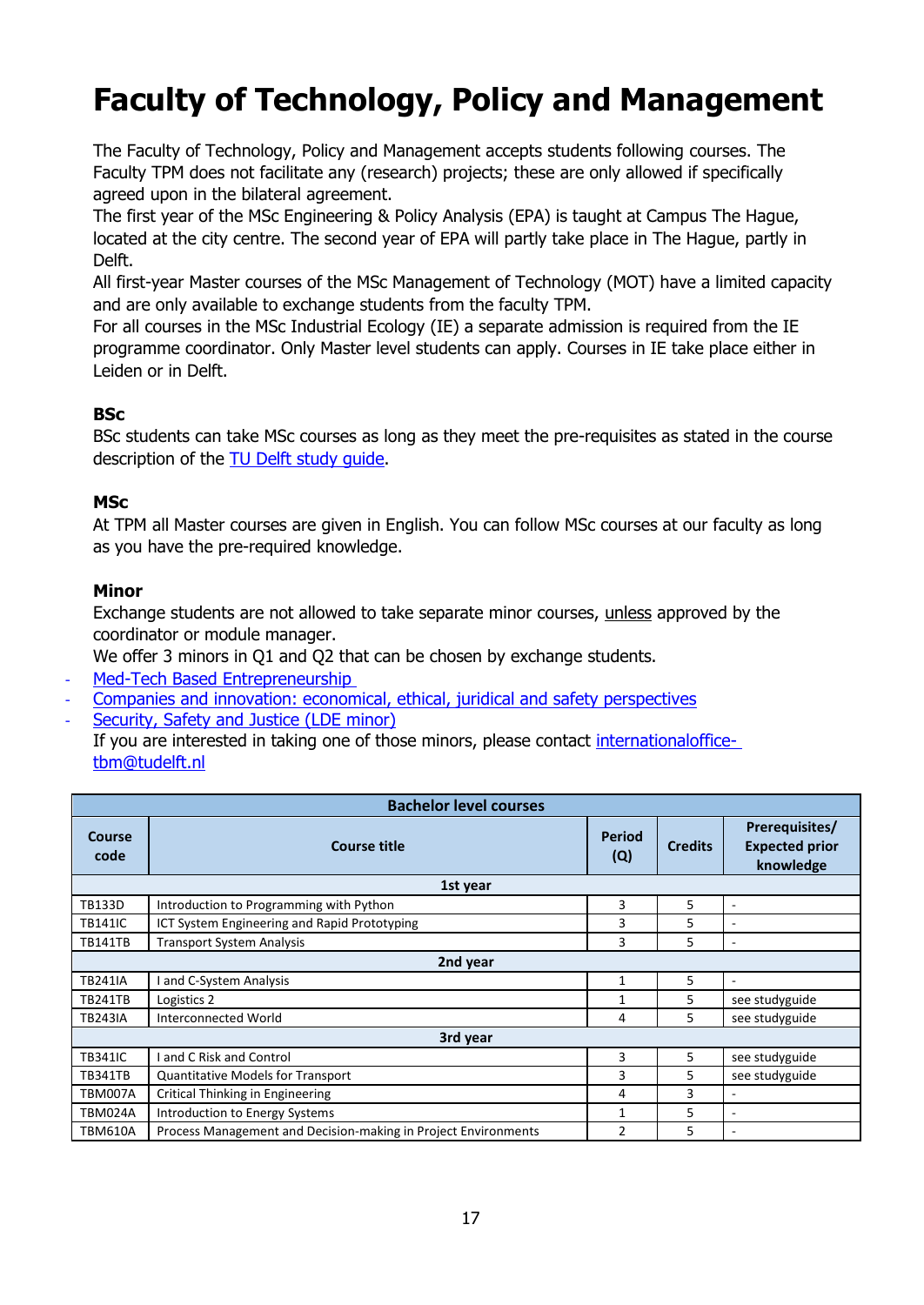# Faculty of Technology, Policy and Management

The Faculty of Technology, Policy and Management accepts students following courses. The Faculty TPM does not facilitate any (research) projects; these are only allowed if specifically agreed upon in the bilateral agreement.
The first year of the MSc Engineering & Policy Analysis (EPA) is taught at Campus The Hague, located at the city centre. The second year of EPA will partly take place in The Hague, partly in Delft.
All first-year Master courses of the MSc Management of Technology (MOT) have a limited capacity and are only available to exchange students from the faculty TPM.
For all courses in the MSc Industrial Ecology (IE) a separate admission is required from the IE programme coordinator. Only Master level students can apply. Courses in IE take place either in Leiden or in Delft.

### BSc

BSc students can take MSc courses as long as they meet the pre-requisites as stated in the course description of the TU Delft study guide.

### MSc

At TPM all Master courses are given in English. You can follow MSc courses at our faculty as long as you have the pre-required knowledge.

### Minor

Exchange students are not allowed to take separate minor courses, unless approved by the coordinator or module manager.
We offer 3 minors in Q1 and Q2 that can be chosen by exchange students.

- Med-Tech Based Entrepreneurship
- Companies and innovation: economical, ethical, juridical and safety perspectives
- Security, Safety and Justice (LDE minor)

If you are interested in taking one of those minors, please contact internationaloffice-tbm@tudelft.nl

| Bachelor level courses | | | | |
|---|---|---|---|---|
| **Course code** | **Course title** | **Period (Q)** | **Credits** | **Prerequisites/ Expected prior knowledge** |
| **1st year** | | | | |
| TB133D | Introduction to Programming with Python | 3 | 5 | - |
| TB141IC | ICT System Engineering and Rapid Prototyping | 3 | 5 | - |
| TB141TB | Transport System Analysis | 3 | 5 | - |
| **2nd year** | | | | |
| TB241IA | I and C-System Analysis | 1 | 5 | - |
| TB241TB | Logistics 2 | 1 | 5 | see studyguide |
| TB243IA | Interconnected World | 4 | 5 | see studyguide |
| **3rd year** | | | | |
| TB341IC | I and C Risk and Control | 3 | 5 | see studyguide |
| TB341TB | Quantitative Models for Transport | 3 | 5 | see studyguide |
| TBM007A | Critical Thinking in Engineering | 4 | 3 | - |
| TBM024A | Introduction to Energy Systems | 1 | 5 | - |
| TBM610A | Process Management and Decision-making in Project Environments | 2 | 5 | - |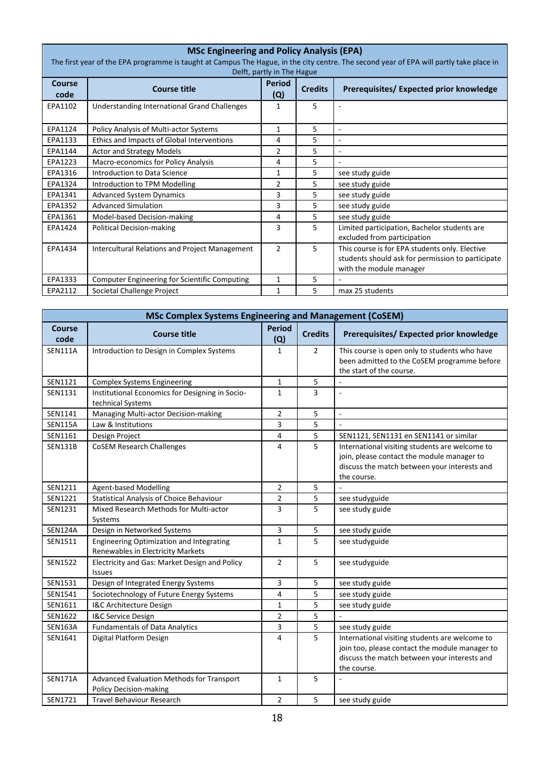## MSc Engineering and Policy Analysis (EPA)

The first year of the EPA programme is taught at Campus The Hague, in the city centre. The second year of EPA will partly take place in Delft, partly in The Hague

| Course code | Course title | Period (Q) | Credits | Prerequisites/ Expected prior knowledge |
|---|---|---|---|---|
| EPA1102 | Understanding International Grand Challenges | 1 | 5 | - |
| EPA1124 | Policy Analysis of Multi-actor Systems | 1 | 5 | - |
| EPA1133 | Ethics and Impacts of Global Interventions | 4 | 5 | - |
| EPA1144 | Actor and Strategy Models | 2 | 5 | - |
| EPA1223 | Macro-economics for Policy Analysis | 4 | 5 | - |
| EPA1316 | Introduction to Data Science | 1 | 5 | see study guide |
| EPA1324 | Introduction to TPM Modelling | 2 | 5 | see study guide |
| EPA1341 | Advanced System Dynamics | 3 | 5 | see study guide |
| EPA1352 | Advanced Simulation | 3 | 5 | see study guide |
| EPA1361 | Model-based Decision-making | 4 | 5 | see study guide |
| EPA1424 | Political Decision-making | 3 | 5 | Limited participation, Bachelor students are excluded from participation |
| EPA1434 | Intercultural Relations and Project Management | 2 | 5 | This course is for EPA students only. Elective students should ask for permission to participate with the module manager |
| EPA1333 | Computer Engineering for Scientific Computing | 1 | 5 | - |
| EPA2112 | Societal Challenge Project | 1 | 5 | max 25 students |

## MSc Complex Systems Engineering and Management (CoSEM)

| Course code | Course title | Period (Q) | Credits | Prerequisites/ Expected prior knowledge |
|---|---|---|---|---|
| SEN111A | Introduction to Design in Complex Systems | 1 | 2 | This course is open only to students who have been admitted to the CoSEM programme before the start of the course. |
| SEN1121 | Complex Systems Engineering | 1 | 5 | - |
| SEN1131 | Institutional Economics for Designing in Socio-technical Systems | 1 | 3 | - |
| SEN1141 | Managing Multi-actor Decision-making | 2 | 5 | - |
| SEN115A | Law & Institutions | 3 | 5 | - |
| SEN1161 | Design Project | 4 | 5 | SEN1121, SEN1131 en SEN1141 or similar |
| SEN131B | CoSEM Research Challenges | 4 | 5 | International visiting students are welcome to join, please contact the module manager to discuss the match between your interests and the course. |
| SEN1211 | Agent-based Modelling | 2 | 5 | - |
| SEN1221 | Statistical Analysis of Choice Behaviour | 2 | 5 | see studyguide |
| SEN1231 | Mixed Research Methods for Multi-actor Systems | 3 | 5 | see study guide |
| SEN124A | Design in Networked Systems | 3 | 5 | see study guide |
| SEN1511 | Engineering Optimization and Integrating Renewables in Electricity Markets | 1 | 5 | see studyguide |
| SEN1522 | Electricity and Gas: Market Design and Policy Issues | 2 | 5 | see studyguide |
| SEN1531 | Design of Integrated Energy Systems | 3 | 5 | see study guide |
| SEN1541 | Sociotechnology of Future Energy Systems | 4 | 5 | see study guide |
| SEN1611 | I&C Architecture Design | 1 | 5 | see study guide |
| SEN1622 | I&C Service Design | 2 | 5 | - |
| SEN163A | Fundamentals of Data Analytics | 3 | 5 | see study guide |
| SEN1641 | Digital Platform Design | 4 | 5 | International visiting students are welcome to join too, please contact the module manager to discuss the match between your interests and the course. |
| SEN171A | Advanced Evaluation Methods for Transport Policy Decision-making | 1 | 5 | - |
| SEN1721 | Travel Behaviour Research | 2 | 5 | see study guide |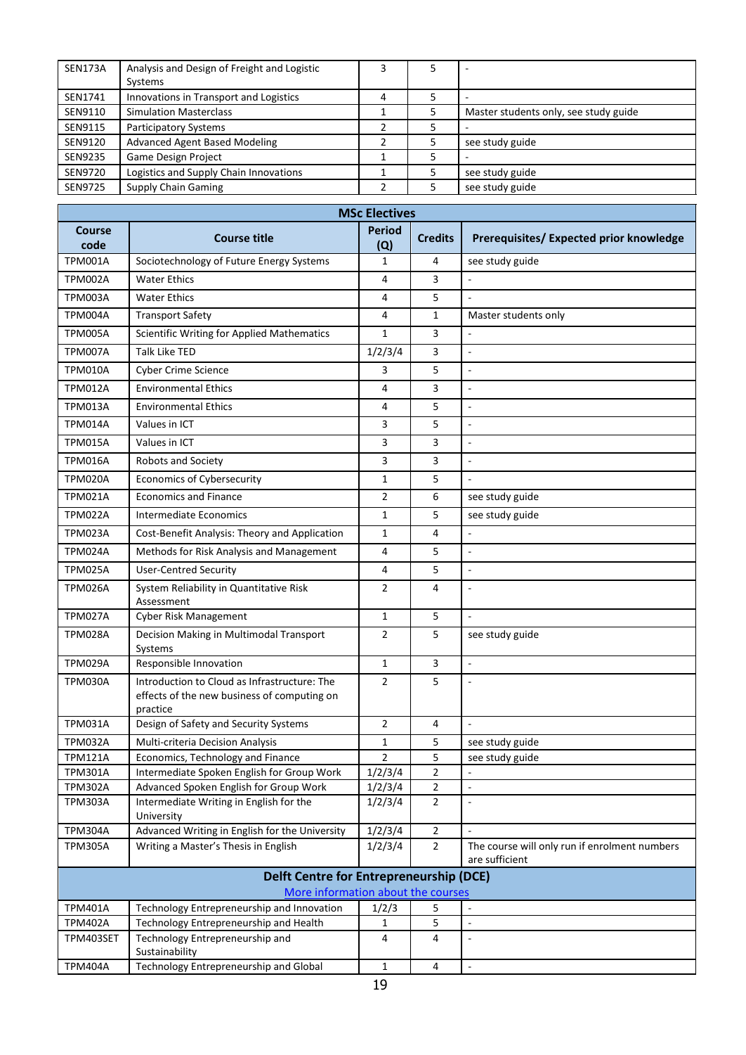| | | | | |
|---|---|---|---|---|
| SEN173A | Analysis and Design of Freight and Logistic Systems | 3 | 5 | - |
| SEN1741 | Innovations in Transport and Logistics | 4 | 5 | - |
| SEN9110 | Simulation Masterclass | 1 | 5 | Master students only, see study guide |
| SEN9115 | Participatory Systems | 2 | 5 | - |
| SEN9120 | Advanced Agent Based Modeling | 2 | 5 | see study guide |
| SEN9235 | Game Design Project | 1 | 5 | - |
| SEN9720 | Logistics and Supply Chain Innovations | 1 | 5 | see study guide |
| SEN9725 | Supply Chain Gaming | 2 | 5 | see study guide |

| **MSc Electives** | | | | |
|---|---|---|---|---|
| **Course code** | **Course title** | **Period (Q)** | **Credits** | **Prerequisites/ Expected prior knowledge** |
| TPM001A | Sociotechnology of Future Energy Systems | 1 | 4 | see study guide |
| TPM002A | Water Ethics | 4 | 3 | - |
| TPM003A | Water Ethics | 4 | 5 | - |
| TPM004A | Transport Safety | 4 | 1 | Master students only |
| TPM005A | Scientific Writing for Applied Mathematics | 1 | 3 | - |
| TPM007A | Talk Like TED | 1/2/3/4 | 3 | - |
| TPM010A | Cyber Crime Science | 3 | 5 | - |
| TPM012A | Environmental Ethics | 4 | 3 | - |
| TPM013A | Environmental Ethics | 4 | 5 | - |
| TPM014A | Values in ICT | 3 | 5 | - |
| TPM015A | Values in ICT | 3 | 3 | - |
| TPM016A | Robots and Society | 3 | 3 | - |
| TPM020A | Economics of Cybersecurity | 1 | 5 | - |
| TPM021A | Economics and Finance | 2 | 6 | see study guide |
| TPM022A | Intermediate Economics | 1 | 5 | see study guide |
| TPM023A | Cost-Benefit Analysis: Theory and Application | 1 | 4 | - |
| TPM024A | Methods for Risk Analysis and Management | 4 | 5 | - |
| TPM025A | User-Centred Security | 4 | 5 | - |
| TPM026A | System Reliability in Quantitative Risk Assessment | 2 | 4 | - |
| TPM027A | Cyber Risk Management | 1 | 5 | - |
| TPM028A | Decision Making in Multimodal Transport Systems | 2 | 5 | see study guide |
| TPM029A | Responsible Innovation | 1 | 3 | - |
| TPM030A | Introduction to Cloud as Infrastructure: The effects of the new business of computing on practice | 2 | 5 | - |
| TPM031A | Design of Safety and Security Systems | 2 | 4 | - |
| TPM032A | Multi-criteria Decision Analysis | 1 | 5 | see study guide |
| TPM121A | Economics, Technology and Finance | 2 | 5 | see study guide |
| TPM301A | Intermediate Spoken English for Group Work | 1/2/3/4 | 2 | - |
| TPM302A | Advanced Spoken English for Group Work | 1/2/3/4 | 2 | - |
| TPM303A | Intermediate Writing in English for the University | 1/2/3/4 | 2 | - |
| TPM304A | Advanced Writing in English for the University | 1/2/3/4 | 2 | - |
| TPM305A | Writing a Master's Thesis in English | 1/2/3/4 | 2 | The course will only run if enrolment numbers are sufficient |
| **Delft Centre for Entrepreneurship (DCE)** More information about the courses | | | | |
| TPM401A | Technology Entrepreneurship and Innovation | 1/2/3 | 5 | - |
| TPM402A | Technology Entrepreneurship and Health | 1 | 5 | - |
| TPM403SET | Technology Entrepreneurship and Sustainability | 4 | 4 | - |
| TPM404A | Technology Entrepreneurship and Global | 1 | 4 | - |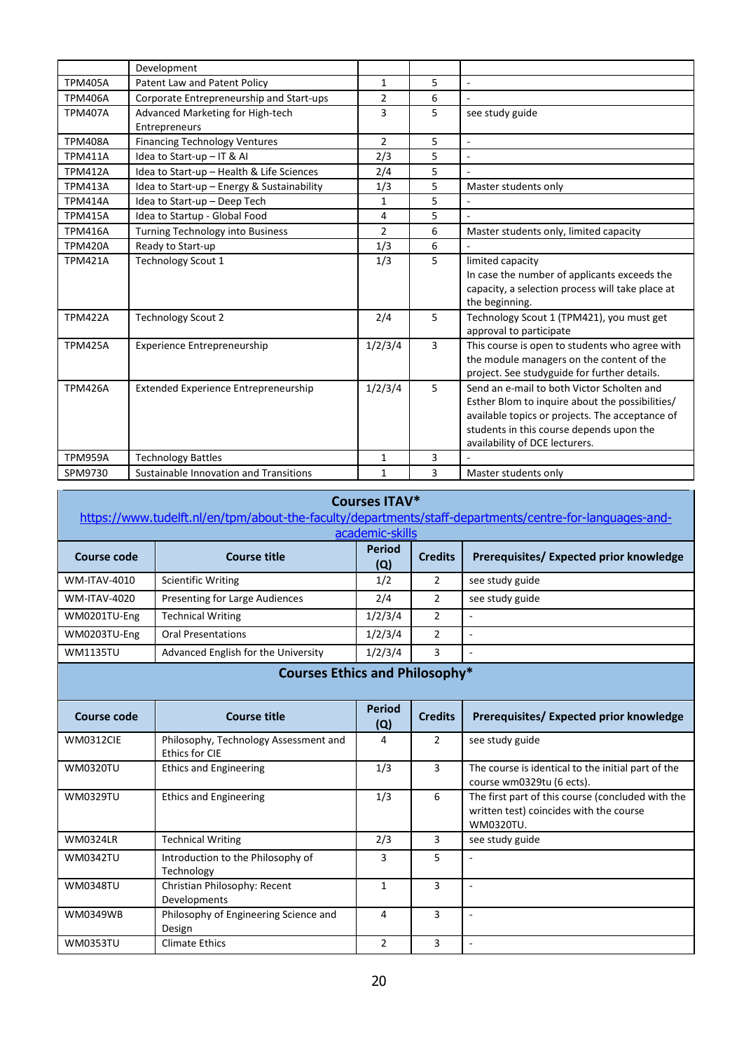| | | | | |
|---|---|---|---|---|
| | Development | | | |
| TPM405A | Patent Law and Patent Policy | 1 | 5 | - |
| TPM406A | Corporate Entrepreneurship and Start-ups | 2 | 6 | - |
| TPM407A | Advanced Marketing for High-tech Entrepreneurs | 3 | 5 | see study guide |
| TPM408A | Financing Technology Ventures | 2 | 5 | - |
| TPM411A | Idea to Start-up – IT & AI | 2/3 | 5 | - |
| TPM412A | Idea to Start-up – Health & Life Sciences | 2/4 | 5 | - |
| TPM413A | Idea to Start-up – Energy & Sustainability | 1/3 | 5 | Master students only |
| TPM414A | Idea to Start-up – Deep Tech | 1 | 5 | - |
| TPM415A | Idea to Startup - Global Food | 4 | 5 | - |
| TPM416A | Turning Technology into Business | 2 | 6 | Master students only, limited capacity |
| TPM420A | Ready to Start-up | 1/3 | 6 | - |
| TPM421A | Technology Scout 1 | 1/3 | 5 | limited capacity In case the number of applicants exceeds the capacity, a selection process will take place at the beginning. |
| TPM422A | Technology Scout 2 | 2/4 | 5 | Technology Scout 1 (TPM421), you must get approval to participate |
| TPM425A | Experience Entrepreneurship | 1/2/3/4 | 3 | This course is open to students who agree with the module managers on the content of the project. See studyguide for further details. |
| TPM426A | Extended Experience Entrepreneurship | 1/2/3/4 | 5 | Send an e-mail to both Victor Scholten and Esther Blom to inquire about the possibilities/ available topics or projects. The acceptance of students in this course depends upon the availability of DCE lecturers. |
| TPM959A | Technology Battles | 1 | 3 | - |
| SPM9730 | Sustainable Innovation and Transitions | 1 | 3 | Master students only |

## Courses ITAV*

https://www.tudelft.nl/en/tpm/about-the-faculty/departments/staff-departments/centre-for-languages-and-academic-skills

| Course code | Course title | Period (Q) | Credits | Prerequisites/ Expected prior knowledge |
|---|---|---|---|---|
| WM-ITAV-4010 | Scientific Writing | 1/2 | 2 | see study guide |
| WM-ITAV-4020 | Presenting for Large Audiences | 2/4 | 2 | see study guide |
| WM0201TU-Eng | Technical Writing | 1/2/3/4 | 2 | - |
| WM0203TU-Eng | Oral Presentations | 1/2/3/4 | 2 | - |
| WM1135TU | Advanced English for the University | 1/2/3/4 | 3 | - |

## Courses Ethics and Philosophy*

| Course code | Course title | Period (Q) | Credits | Prerequisites/ Expected prior knowledge |
|---|---|---|---|---|
| WM0312CIE | Philosophy, Technology Assessment and Ethics for CIE | 4 | 2 | see study guide |
| WM0320TU | Ethics and Engineering | 1/3 | 3 | The course is identical to the initial part of the course wm0329tu (6 ects). |
| WM0329TU | Ethics and Engineering | 1/3 | 6 | The first part of this course (concluded with the written test) coincides with the course WM0320TU. |
| WM0324LR | Technical Writing | 2/3 | 3 | see study guide |
| WM0342TU | Introduction to the Philosophy of Technology | 3 | 5 | - |
| WM0348TU | Christian Philosophy: Recent Developments | 1 | 3 | - |
| WM0349WB | Philosophy of Engineering Science and Design | 4 | 3 | - |
| WM0353TU | Climate Ethics | 2 | 3 | - |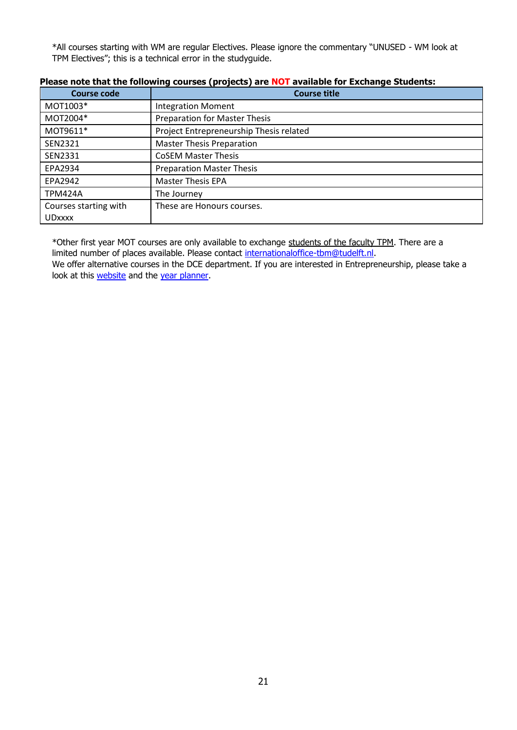*All courses starting with WM are regular Electives. Please ignore the commentary "UNUSED - WM look at TPM Electives"; this is a technical error in the studyguide.

**Please note that the following courses (projects) are NOT available for Exchange Students:**

| Course code | Course title |
|---|---|
| MOT1003* | Integration Moment |
| MOT2004* | Preparation for Master Thesis |
| MOT9611* | Project Entrepreneurship Thesis related |
| SEN2321 | Master Thesis Preparation |
| SEN2331 | CoSEM Master Thesis |
| EPA2934 | Preparation Master Thesis |
| EPA2942 | Master Thesis EPA |
| TPM424A | The Journey |
| Courses starting with UDxxxx | These are Honours courses. |

*Other first year MOT courses are only available to exchange students of the faculty TPM. There are a limited number of places available. Please contact internationaloffice-tbm@tudelft.nl.
We offer alternative courses in the DCE department. If you are interested in Entrepreneurship, please take a look at this website and the year planner.